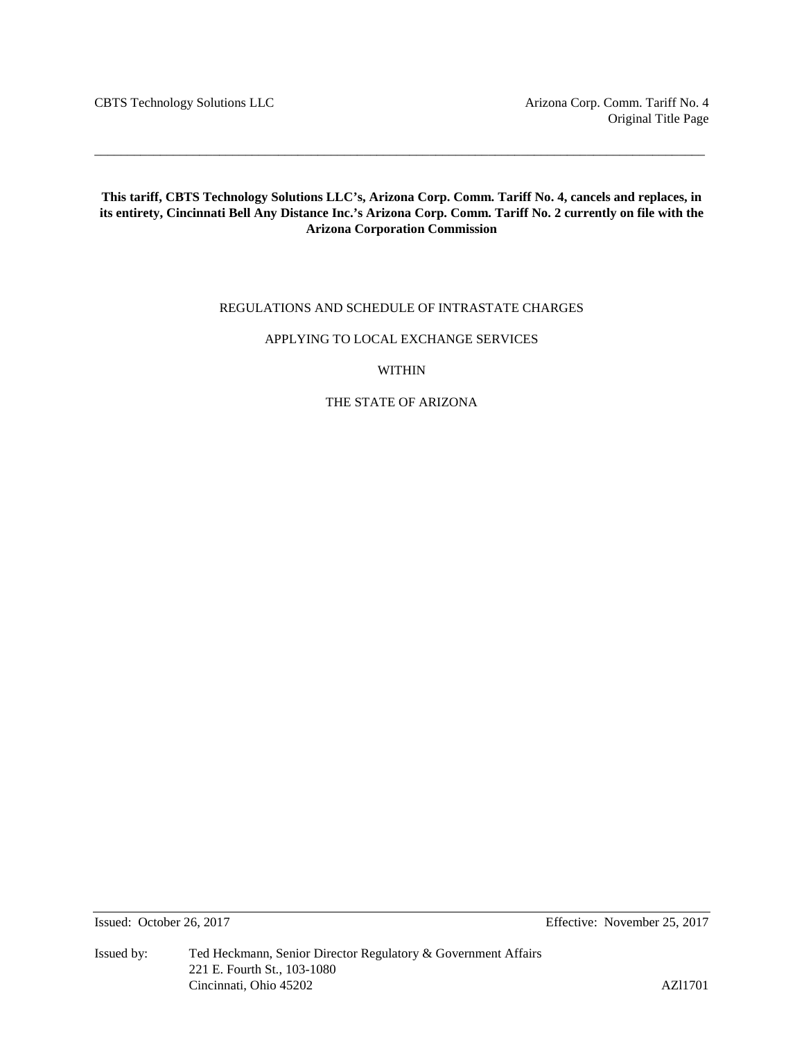CBTS Technology Solutions LLC

Arizona Corp. Comm. Tariff No. 4
Original Title Page

**This tariff, CBTS Technology Solutions LLC's, Arizona Corp. Comm. Tariff No. 4, cancels and replaces, in its entirety, Cincinnati Bell Any Distance Inc.'s Arizona Corp. Comm. Tariff No. 2 currently on file with the Arizona Corporation Commission**

REGULATIONS AND SCHEDULE OF INTRASTATE CHARGES

APPLYING TO LOCAL EXCHANGE SERVICES

WITHIN

THE STATE OF ARIZONA

Issued: October 26, 2017

Effective: November 25, 2017

Issued by: Ted Heckmann, Senior Director Regulatory & Government Affairs
221 E. Fourth St., 103-1080
Cincinnati, Ohio 45202

AZl1701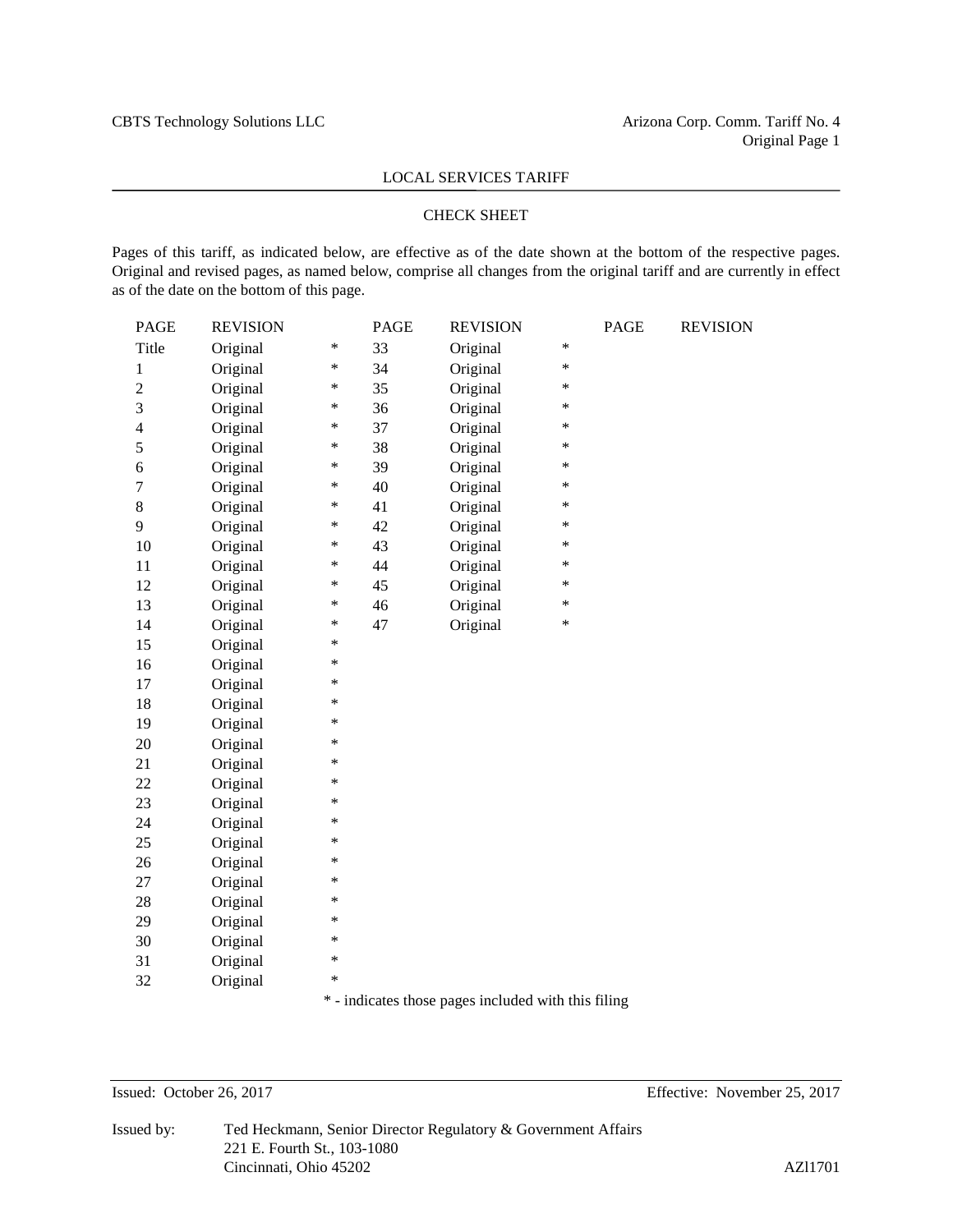CBTS Technology Solutions LLC

Arizona Corp. Comm. Tariff No. 4
Original Page 1

LOCAL SERVICES TARIFF

## CHECK SHEET

Pages of this tariff, as indicated below, are effective as of the date shown at the bottom of the respective pages. Original and revised pages, as named below, comprise all changes from the original tariff and are currently in effect as of the date on the bottom of this page.

| PAGE | REVISION | | PAGE | REVISION | | PAGE | REVISION |
|---|---|---|---|---|---|---|---|
| Title | Original | * | 33 | Original | * | | |
| 1 | Original | * | 34 | Original | * | | |
| 2 | Original | * | 35 | Original | * | | |
| 3 | Original | * | 36 | Original | * | | |
| 4 | Original | * | 37 | Original | * | | |
| 5 | Original | * | 38 | Original | * | | |
| 6 | Original | * | 39 | Original | * | | |
| 7 | Original | * | 40 | Original | * | | |
| 8 | Original | * | 41 | Original | * | | |
| 9 | Original | * | 42 | Original | * | | |
| 10 | Original | * | 43 | Original | * | | |
| 11 | Original | * | 44 | Original | * | | |
| 12 | Original | * | 45 | Original | * | | |
| 13 | Original | * | 46 | Original | * | | |
| 14 | Original | * | 47 | Original | * | | |
| 15 | Original | * | | | | | |
| 16 | Original | * | | | | | |
| 17 | Original | * | | | | | |
| 18 | Original | * | | | | | |
| 19 | Original | * | | | | | |
| 20 | Original | * | | | | | |
| 21 | Original | * | | | | | |
| 22 | Original | * | | | | | |
| 23 | Original | * | | | | | |
| 24 | Original | * | | | | | |
| 25 | Original | * | | | | | |
| 26 | Original | * | | | | | |
| 27 | Original | * | | | | | |
| 28 | Original | * | | | | | |
| 29 | Original | * | | | | | |
| 30 | Original | * | | | | | |
| 31 | Original | * | | | | | |
| 32 | Original | * | | | | | |

* - indicates those pages included with this filing

Issued: October 26, 2017 | Effective: November 25, 2017

Issued by: Ted Heckmann, Senior Director Regulatory & Government Affairs
221 E. Fourth St., 103-1080
Cincinnati, Ohio 45202

AZl1701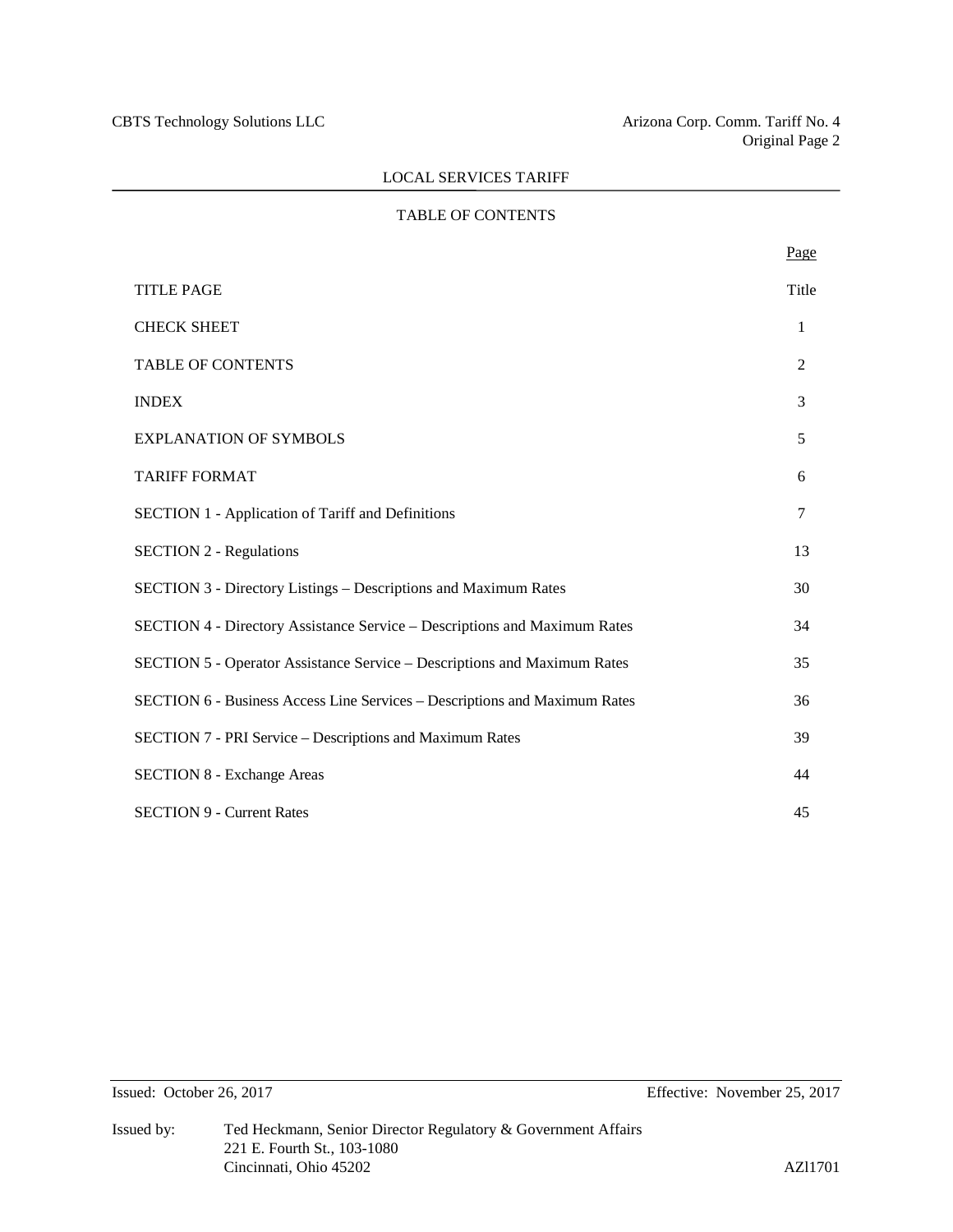# LOCAL SERVICES TARIFF

## TABLE OF CONTENTS

| | Page |
|---|---|
| TITLE PAGE | Title |
| CHECK SHEET | 1 |
| TABLE OF CONTENTS | 2 |
| INDEX | 3 |
| EXPLANATION OF SYMBOLS | 5 |
| TARIFF FORMAT | 6 |
| SECTION 1 - Application of Tariff and Definitions | 7 |
| SECTION 2 - Regulations | 13 |
| SECTION 3 - Directory Listings – Descriptions and Maximum Rates | 30 |
| SECTION 4 - Directory Assistance Service – Descriptions and Maximum Rates | 34 |
| SECTION 5 - Operator Assistance Service – Descriptions and Maximum Rates | 35 |
| SECTION 6 - Business Access Line Services – Descriptions and Maximum Rates | 36 |
| SECTION 7 - PRI Service – Descriptions and Maximum Rates | 39 |
| SECTION 8 - Exchange Areas | 44 |
| SECTION 9 - Current Rates | 45 |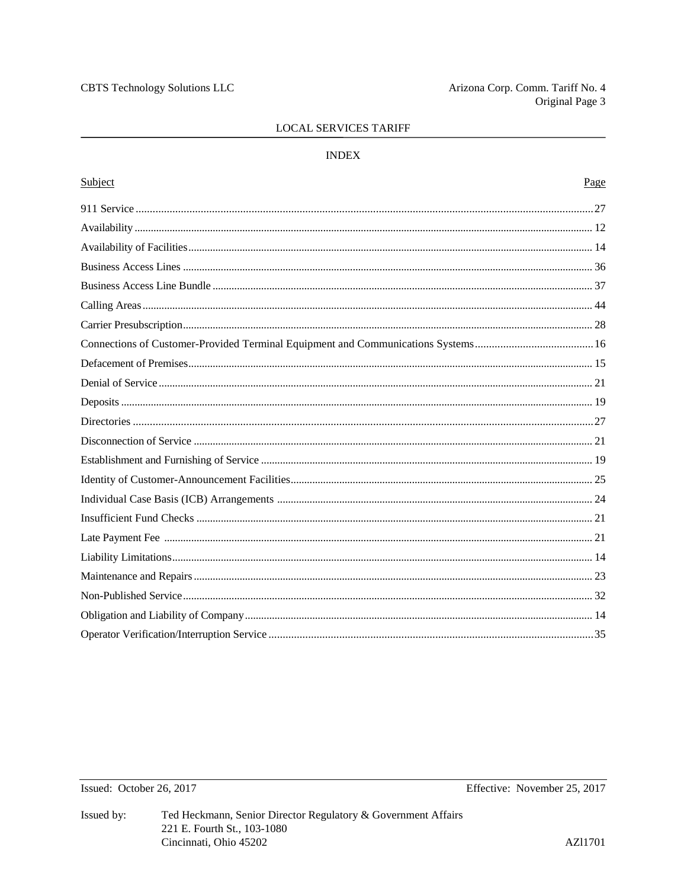# LOCAL SERVICES TARIFF

## INDEX

| Subject | Page |
|---|---|
| 911 Service | 27 |
| Availability | 12 |
| Availability of Facilities | 14 |
| Business Access Lines | 36 |
| Business Access Line Bundle | 37 |
| Calling Areas | 44 |
| Carrier Presubscription | 28 |
| Connections of Customer-Provided Terminal Equipment and Communications Systems | 16 |
| Defacement of Premises | 15 |
| Denial of Service | 21 |
| Deposits | 19 |
| Directories | 27 |
| Disconnection of Service | 21 |
| Establishment and Furnishing of Service | 19 |
| Identity of Customer-Announcement Facilities | 25 |
| Individual Case Basis (ICB) Arrangements | 24 |
| Insufficient Fund Checks | 21 |
| Late Payment Fee | 21 |
| Liability Limitations | 14 |
| Maintenance and Repairs | 23 |
| Non-Published Service | 32 |
| Obligation and Liability of Company | 14 |
| Operator Verification/Interruption Service | 35 |

Issued: October 26, 2017

Effective: November 25, 2017

Issued by: Ted Heckmann, Senior Director Regulatory & Government Affairs
221 E. Fourth St., 103-1080
Cincinnati, Ohio 45202

AZl1701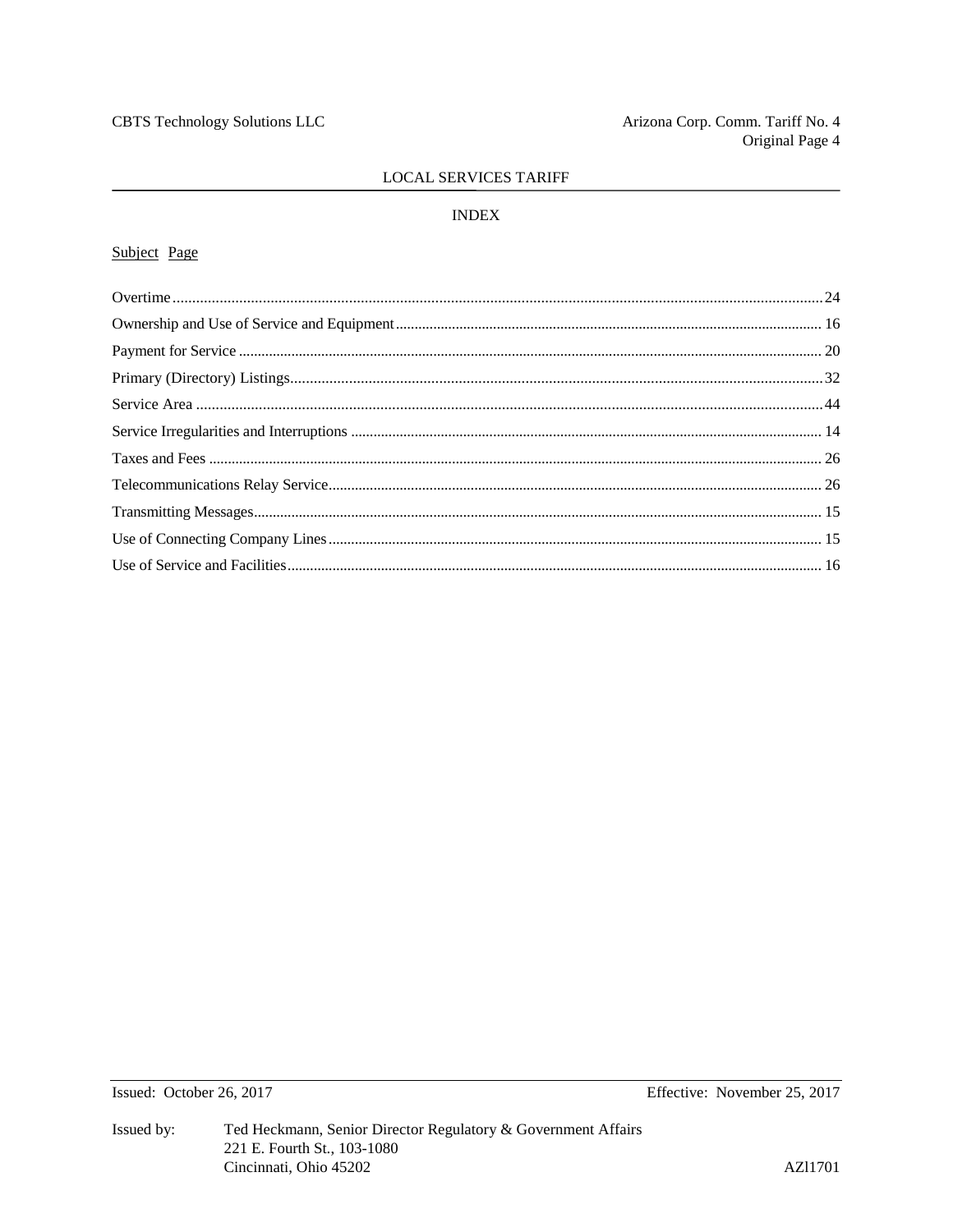LOCAL SERVICES TARIFF

## INDEX

| Subject | Page |
|---|---|
| Overtime | 24 |
| Ownership and Use of Service and Equipment | 16 |
| Payment for Service | 20 |
| Primary (Directory) Listings | 32 |
| Service Area | 44 |
| Service Irregularities and Interruptions | 14 |
| Taxes and Fees | 26 |
| Telecommunications Relay Service | 26 |
| Transmitting Messages | 15 |
| Use of Connecting Company Lines | 15 |
| Use of Service and Facilities | 16 |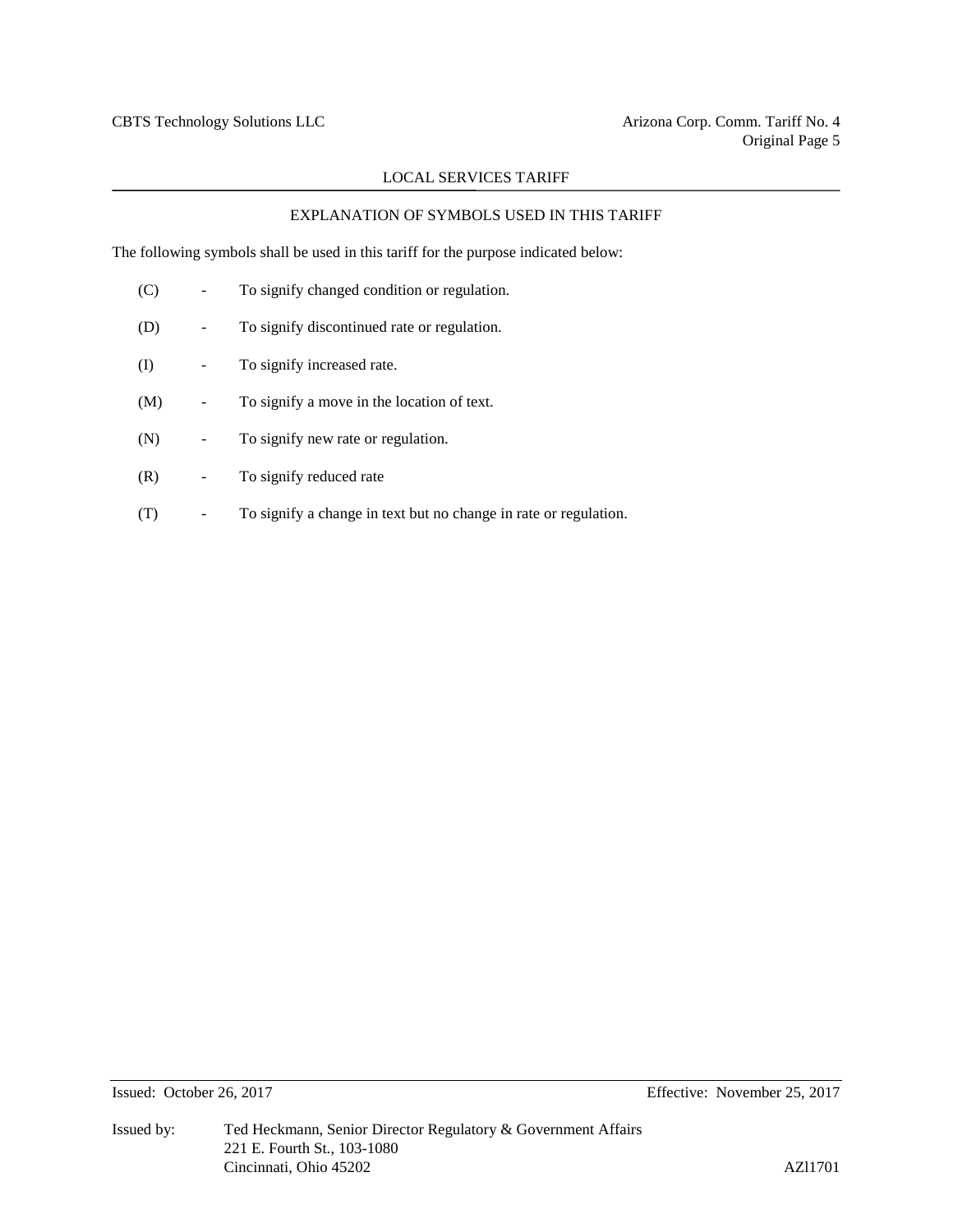## LOCAL SERVICES TARIFF

### EXPLANATION OF SYMBOLS USED IN THIS TARIFF

The following symbols shall be used in this tariff for the purpose indicated below:

(C) - To signify changed condition or regulation.

(D) - To signify discontinued rate or regulation.

(I) - To signify increased rate.

(M) - To signify a move in the location of text.

(N) - To signify new rate or regulation.

(R) - To signify reduced rate

(T) - To signify a change in text but no change in rate or regulation.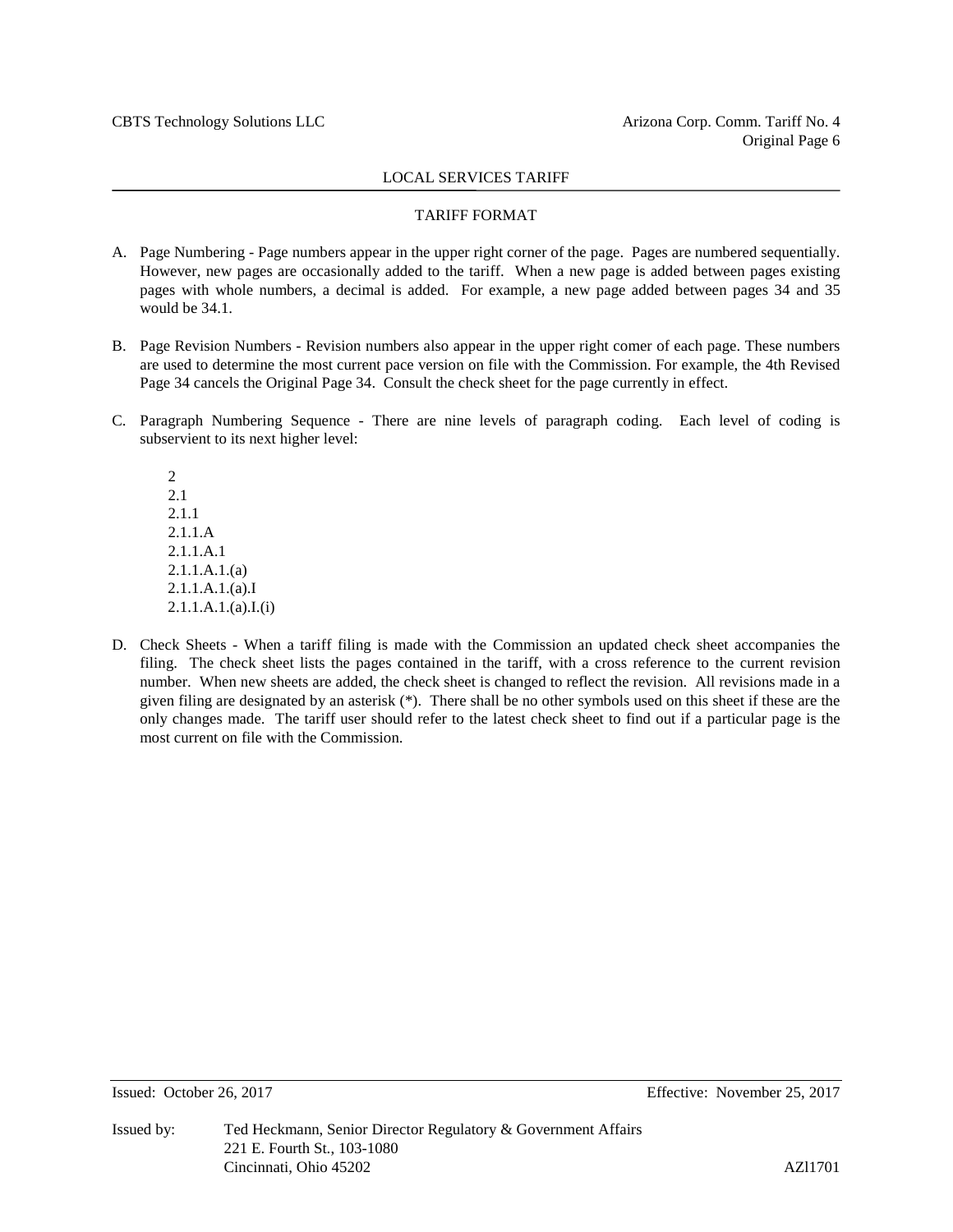# TARIFF FORMAT

A. Page Numbering - Page numbers appear in the upper right corner of the page. Pages are numbered sequentially. However, new pages are occasionally added to the tariff. When a new page is added between pages existing pages with whole numbers, a decimal is added. For example, a new page added between pages 34 and 35 would be 34.1.

B. Page Revision Numbers - Revision numbers also appear in the upper right comer of each page. These numbers are used to determine the most current pace version on file with the Commission. For example, the 4th Revised Page 34 cancels the Original Page 34. Consult the check sheet for the page currently in effect.

C. Paragraph Numbering Sequence - There are nine levels of paragraph coding. Each level of coding is subservient to its next higher level:

   2
   2.1
   2.1.1
   2.1.1.A
   2.1.1.A.1
   2.1.1.A.1.(a)
   2.1.1.A.1.(a).I
   2.1.1.A.1.(a).I.(i)

D. Check Sheets - When a tariff filing is made with the Commission an updated check sheet accompanies the filing. The check sheet lists the pages contained in the tariff, with a cross reference to the current revision number. When new sheets are added, the check sheet is changed to reflect the revision. All revisions made in a given filing are designated by an asterisk (*). There shall be no other symbols used on this sheet if these are the only changes made. The tariff user should refer to the latest check sheet to find out if a particular page is the most current on file with the Commission.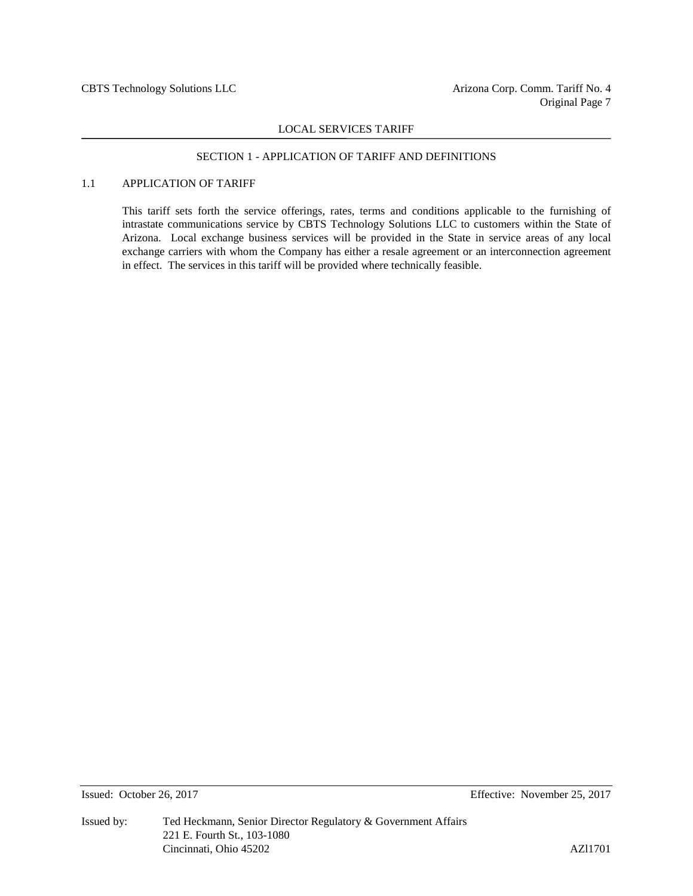## SECTION 1 - APPLICATION OF TARIFF AND DEFINITIONS

### 1.1 APPLICATION OF TARIFF

This tariff sets forth the service offerings, rates, terms and conditions applicable to the furnishing of intrastate communications service by CBTS Technology Solutions LLC to customers within the State of Arizona. Local exchange business services will be provided in the State in service areas of any local exchange carriers with whom the Company has either a resale agreement or an interconnection agreement in effect. The services in this tariff will be provided where technically feasible.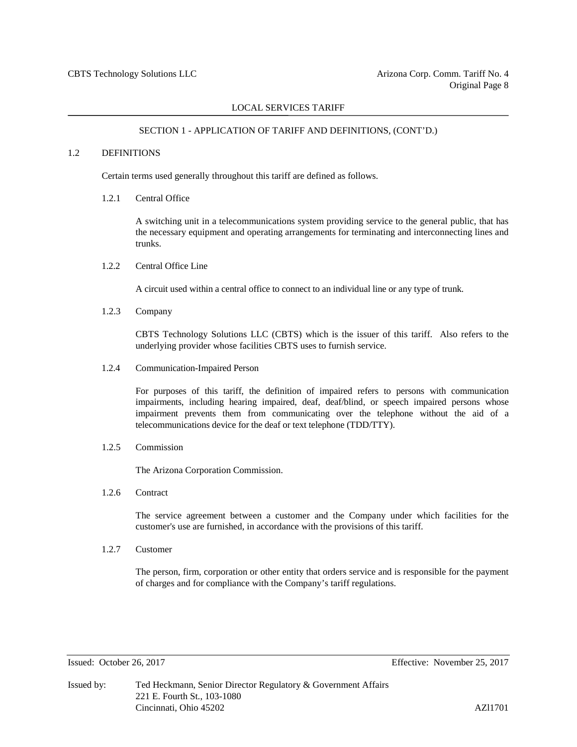## SECTION 1 - APPLICATION OF TARIFF AND DEFINITIONS, (CONT'D.)

### 1.2 DEFINITIONS

Certain terms used generally throughout this tariff are defined as follows.

#### 1.2.1 Central Office

A switching unit in a telecommunications system providing service to the general public, that has the necessary equipment and operating arrangements for terminating and interconnecting lines and trunks.

#### 1.2.2 Central Office Line

A circuit used within a central office to connect to an individual line or any type of trunk.

#### 1.2.3 Company

CBTS Technology Solutions LLC (CBTS) which is the issuer of this tariff. Also refers to the underlying provider whose facilities CBTS uses to furnish service.

#### 1.2.4 Communication-Impaired Person

For purposes of this tariff, the definition of impaired refers to persons with communication impairments, including hearing impaired, deaf, deaf/blind, or speech impaired persons whose impairment prevents them from communicating over the telephone without the aid of a telecommunications device for the deaf or text telephone (TDD/TTY).

#### 1.2.5 Commission

The Arizona Corporation Commission.

#### 1.2.6 Contract

The service agreement between a customer and the Company under which facilities for the customer's use are furnished, in accordance with the provisions of this tariff.

#### 1.2.7 Customer

The person, firm, corporation or other entity that orders service and is responsible for the payment of charges and for compliance with the Company's tariff regulations.

Issued: October 26, 2017 Effective: November 25, 2017

Issued by: Ted Heckmann, Senior Director Regulatory & Government Affairs
221 E. Fourth St., 103-1080
Cincinnati, Ohio 45202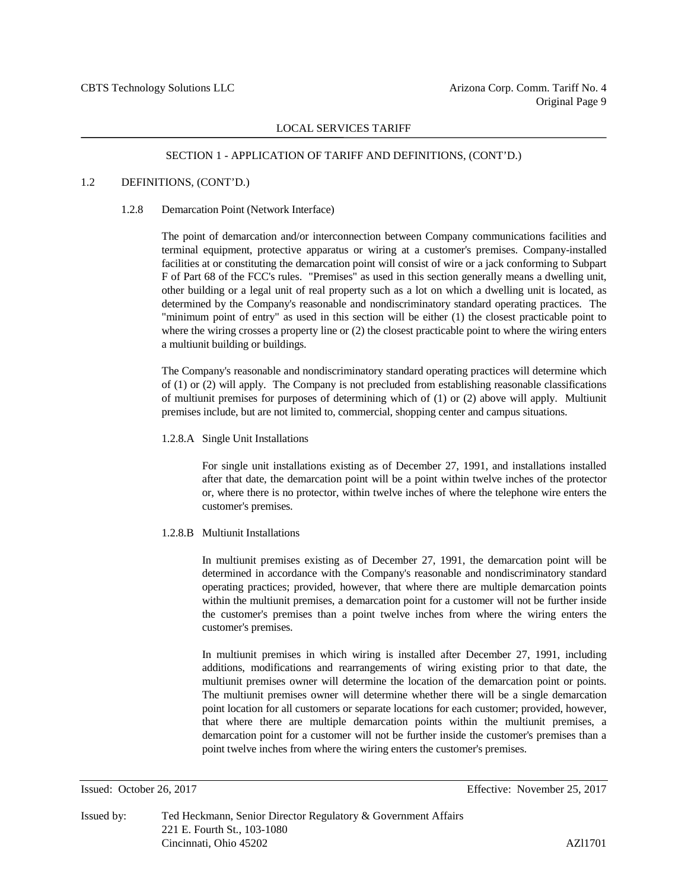## SECTION 1 - APPLICATION OF TARIFF AND DEFINITIONS, (CONT'D.)

### 1.2 DEFINITIONS, (CONT'D.)

#### 1.2.8 Demarcation Point (Network Interface)

The point of demarcation and/or interconnection between Company communications facilities and terminal equipment, protective apparatus or wiring at a customer's premises. Company-installed facilities at or constituting the demarcation point will consist of wire or a jack conforming to Subpart F of Part 68 of the FCC's rules. "Premises" as used in this section generally means a dwelling unit, other building or a legal unit of real property such as a lot on which a dwelling unit is located, as determined by the Company's reasonable and nondiscriminatory standard operating practices. The "minimum point of entry" as used in this section will be either (1) the closest practicable point to where the wiring crosses a property line or (2) the closest practicable point to where the wiring enters a multiunit building or buildings.

The Company's reasonable and nondiscriminatory standard operating practices will determine which of (1) or (2) will apply. The Company is not precluded from establishing reasonable classifications of multiunit premises for purposes of determining which of (1) or (2) above will apply. Multiunit premises include, but are not limited to, commercial, shopping center and campus situations.

##### 1.2.8.A Single Unit Installations

For single unit installations existing as of December 27, 1991, and installations installed after that date, the demarcation point will be a point within twelve inches of the protector or, where there is no protector, within twelve inches of where the telephone wire enters the customer's premises.

##### 1.2.8.B Multiunit Installations

In multiunit premises existing as of December 27, 1991, the demarcation point will be determined in accordance with the Company's reasonable and nondiscriminatory standard operating practices; provided, however, that where there are multiple demarcation points within the multiunit premises, a demarcation point for a customer will not be further inside the customer's premises than a point twelve inches from where the wiring enters the customer's premises.

In multiunit premises in which wiring is installed after December 27, 1991, including additions, modifications and rearrangements of wiring existing prior to that date, the multiunit premises owner will determine the location of the demarcation point or points. The multiunit premises owner will determine whether there will be a single demarcation point location for all customers or separate locations for each customer; provided, however, that where there are multiple demarcation points within the multiunit premises, a demarcation point for a customer will not be further inside the customer's premises than a point twelve inches from where the wiring enters the customer's premises.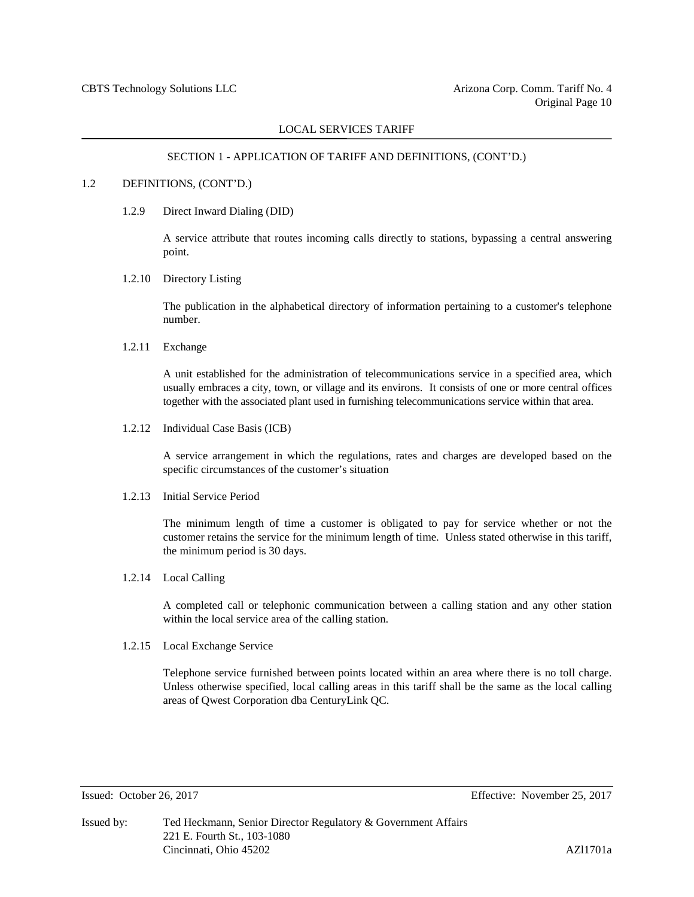## SECTION 1 - APPLICATION OF TARIFF AND DEFINITIONS, (CONT'D.)

### 1.2 DEFINITIONS, (CONT'D.)

#### 1.2.9 Direct Inward Dialing (DID)

A service attribute that routes incoming calls directly to stations, bypassing a central answering point.

#### 1.2.10 Directory Listing

The publication in the alphabetical directory of information pertaining to a customer's telephone number.

#### 1.2.11 Exchange

A unit established for the administration of telecommunications service in a specified area, which usually embraces a city, town, or village and its environs. It consists of one or more central offices together with the associated plant used in furnishing telecommunications service within that area.

#### 1.2.12 Individual Case Basis (ICB)

A service arrangement in which the regulations, rates and charges are developed based on the specific circumstances of the customer's situation

#### 1.2.13 Initial Service Period

The minimum length of time a customer is obligated to pay for service whether or not the customer retains the service for the minimum length of time. Unless stated otherwise in this tariff, the minimum period is 30 days.

#### 1.2.14 Local Calling

A completed call or telephonic communication between a calling station and any other station within the local service area of the calling station.

#### 1.2.15 Local Exchange Service

Telephone service furnished between points located within an area where there is no toll charge. Unless otherwise specified, local calling areas in this tariff shall be the same as the local calling areas of Qwest Corporation dba CenturyLink QC.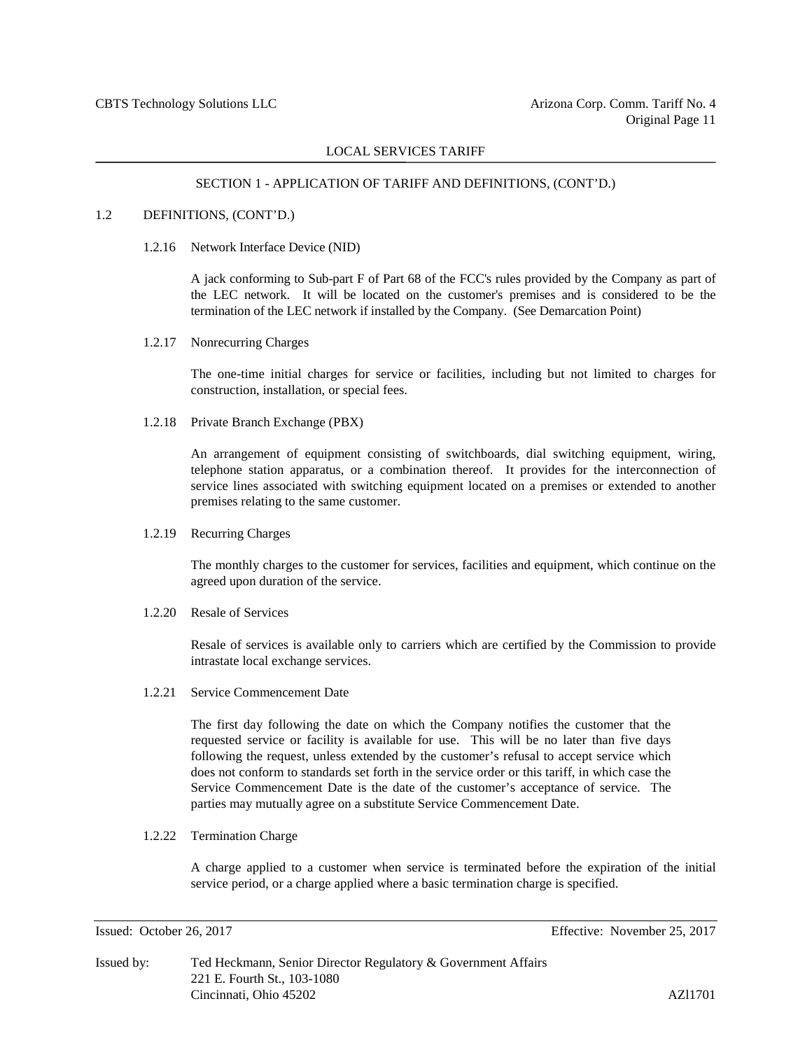## SECTION 1 - APPLICATION OF TARIFF AND DEFINITIONS, (CONT'D.)

### 1.2 DEFINITIONS, (CONT'D.)

#### 1.2.16 Network Interface Device (NID)

A jack conforming to Sub-part F of Part 68 of the FCC's rules provided by the Company as part of the LEC network. It will be located on the customer's premises and is considered to be the termination of the LEC network if installed by the Company. (See Demarcation Point)

#### 1.2.17 Nonrecurring Charges

The one-time initial charges for service or facilities, including but not limited to charges for construction, installation, or special fees.

#### 1.2.18 Private Branch Exchange (PBX)

An arrangement of equipment consisting of switchboards, dial switching equipment, wiring, telephone station apparatus, or a combination thereof. It provides for the interconnection of service lines associated with switching equipment located on a premises or extended to another premises relating to the same customer.

#### 1.2.19 Recurring Charges

The monthly charges to the customer for services, facilities and equipment, which continue on the agreed upon duration of the service.

#### 1.2.20 Resale of Services

Resale of services is available only to carriers which are certified by the Commission to provide intrastate local exchange services.

#### 1.2.21 Service Commencement Date

The first day following the date on which the Company notifies the customer that the requested service or facility is available for use. This will be no later than five days following the request, unless extended by the customer's refusal to accept service which does not conform to standards set forth in the service order or this tariff, in which case the Service Commencement Date is the date of the customer's acceptance of service. The parties may mutually agree on a substitute Service Commencement Date.

#### 1.2.22 Termination Charge

A charge applied to a customer when service is terminated before the expiration of the initial service period, or a charge applied where a basic termination charge is specified.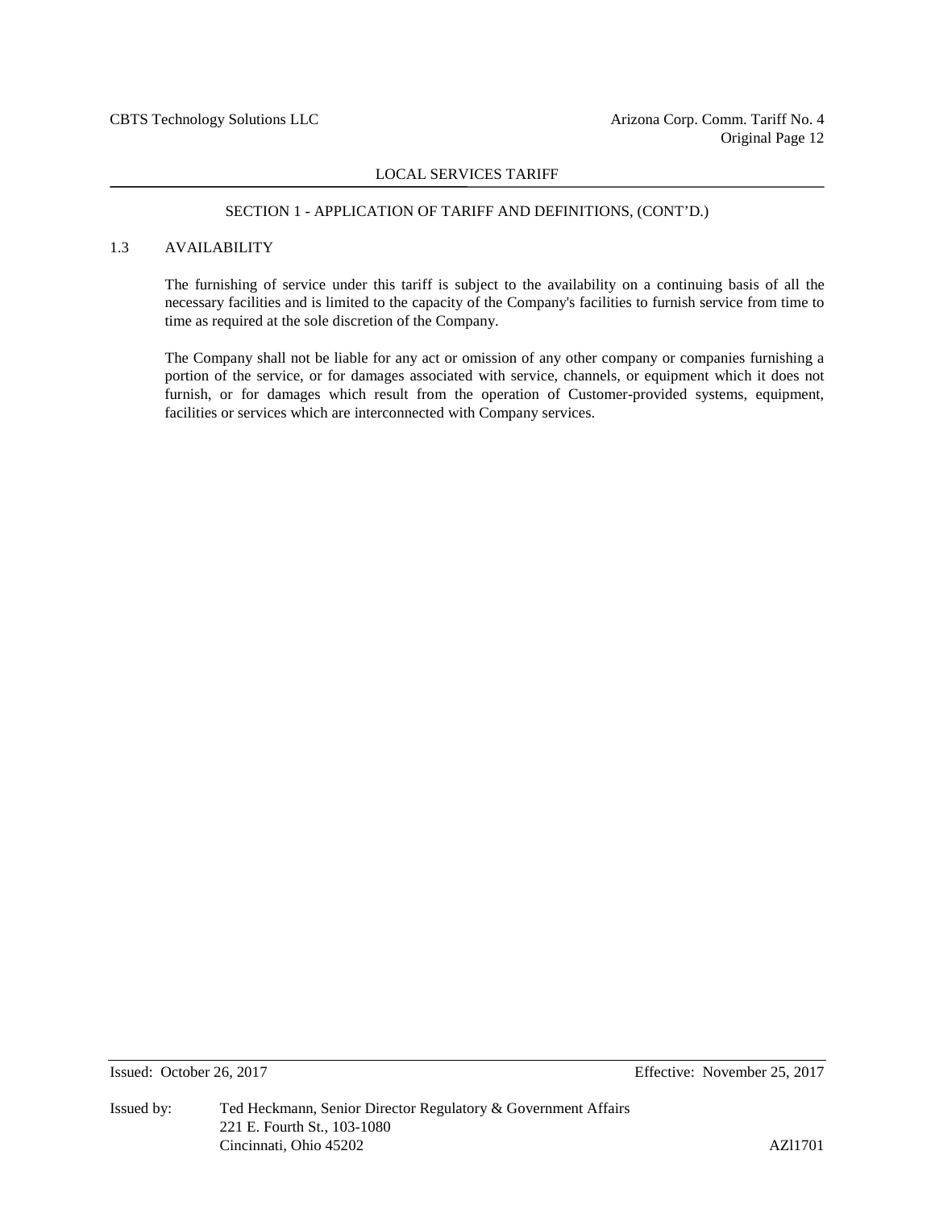## SECTION 1 - APPLICATION OF TARIFF AND DEFINITIONS, (CONT'D.)

### 1.3 AVAILABILITY

The furnishing of service under this tariff is subject to the availability on a continuing basis of all the necessary facilities and is limited to the capacity of the Company's facilities to furnish service from time to time as required at the sole discretion of the Company.

The Company shall not be liable for any act or omission of any other company or companies furnishing a portion of the service, or for damages associated with service, channels, or equipment which it does not furnish, or for damages which result from the operation of Customer-provided systems, equipment, facilities or services which are interconnected with Company services.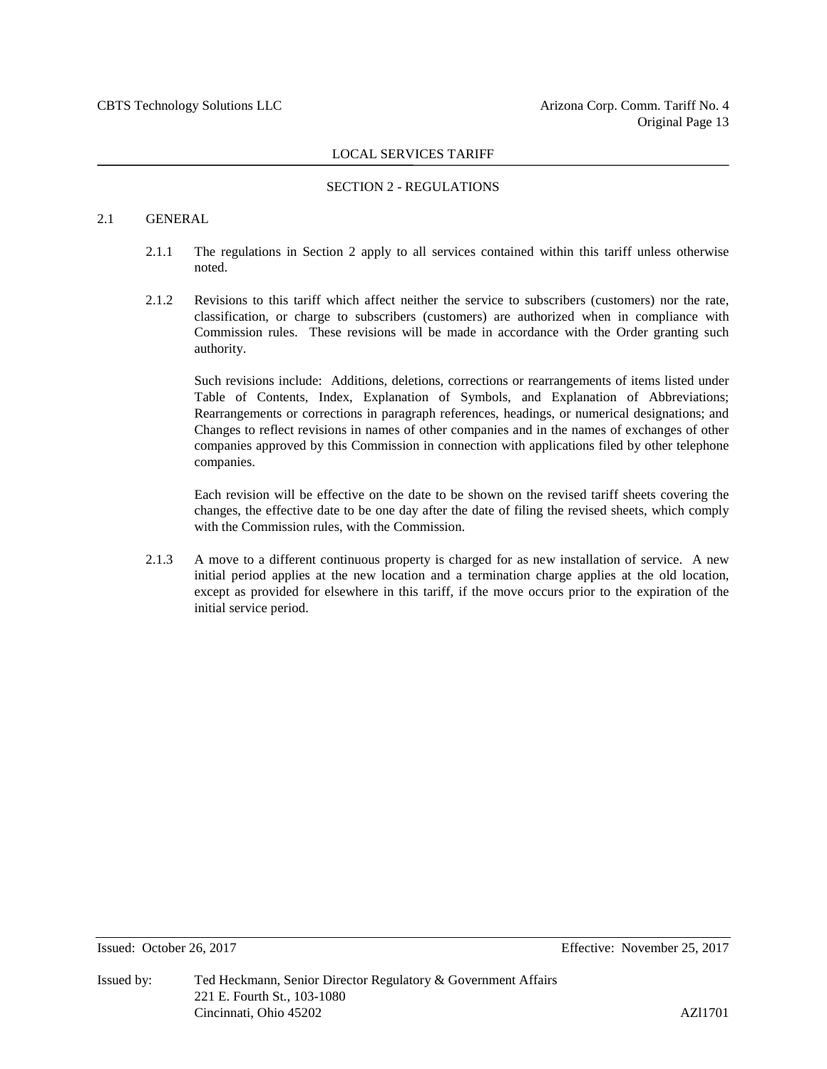## SECTION 2 - REGULATIONS

### 2.1 GENERAL

2.1.1 The regulations in Section 2 apply to all services contained within this tariff unless otherwise noted.

2.1.2 Revisions to this tariff which affect neither the service to subscribers (customers) nor the rate, classification, or charge to subscribers (customers) are authorized when in compliance with Commission rules. These revisions will be made in accordance with the Order granting such authority.

Such revisions include: Additions, deletions, corrections or rearrangements of items listed under Table of Contents, Index, Explanation of Symbols, and Explanation of Abbreviations; Rearrangements or corrections in paragraph references, headings, or numerical designations; and Changes to reflect revisions in names of other companies and in the names of exchanges of other companies approved by this Commission in connection with applications filed by other telephone companies.

Each revision will be effective on the date to be shown on the revised tariff sheets covering the changes, the effective date to be one day after the date of filing the revised sheets, which comply with the Commission rules, with the Commission.

2.1.3 A move to a different continuous property is charged for as new installation of service. A new initial period applies at the new location and a termination charge applies at the old location, except as provided for elsewhere in this tariff, if the move occurs prior to the expiration of the initial service period.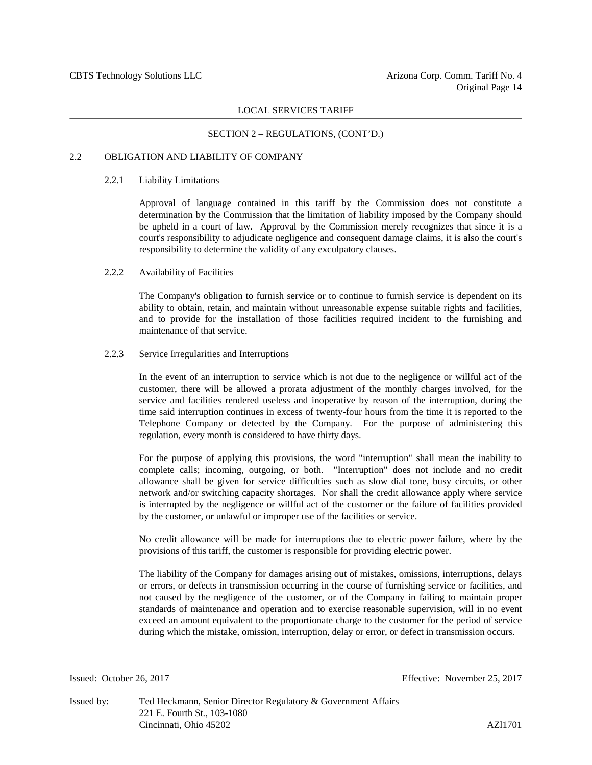LOCAL SERVICES TARIFF

SECTION 2 – REGULATIONS, (CONT'D.)

## 2.2 OBLIGATION AND LIABILITY OF COMPANY

### 2.2.1 Liability Limitations

Approval of language contained in this tariff by the Commission does not constitute a determination by the Commission that the limitation of liability imposed by the Company should be upheld in a court of law. Approval by the Commission merely recognizes that since it is a court's responsibility to adjudicate negligence and consequent damage claims, it is also the court's responsibility to determine the validity of any exculpatory clauses.

### 2.2.2 Availability of Facilities

The Company's obligation to furnish service or to continue to furnish service is dependent on its ability to obtain, retain, and maintain without unreasonable expense suitable rights and facilities, and to provide for the installation of those facilities required incident to the furnishing and maintenance of that service.

### 2.2.3 Service Irregularities and Interruptions

In the event of an interruption to service which is not due to the negligence or willful act of the customer, there will be allowed a prorata adjustment of the monthly charges involved, for the service and facilities rendered useless and inoperative by reason of the interruption, during the time said interruption continues in excess of twenty-four hours from the time it is reported to the Telephone Company or detected by the Company. For the purpose of administering this regulation, every month is considered to have thirty days.

For the purpose of applying this provisions, the word "interruption" shall mean the inability to complete calls; incoming, outgoing, or both. "Interruption" does not include and no credit allowance shall be given for service difficulties such as slow dial tone, busy circuits, or other network and/or switching capacity shortages. Nor shall the credit allowance apply where service is interrupted by the negligence or willful act of the customer or the failure of facilities provided by the customer, or unlawful or improper use of the facilities or service.

No credit allowance will be made for interruptions due to electric power failure, where by the provisions of this tariff, the customer is responsible for providing electric power.

The liability of the Company for damages arising out of mistakes, omissions, interruptions, delays or errors, or defects in transmission occurring in the course of furnishing service or facilities, and not caused by the negligence of the customer, or of the Company in failing to maintain proper standards of maintenance and operation and to exercise reasonable supervision, will in no event exceed an amount equivalent to the proportionate charge to the customer for the period of service during which the mistake, omission, interruption, delay or error, or defect in transmission occurs.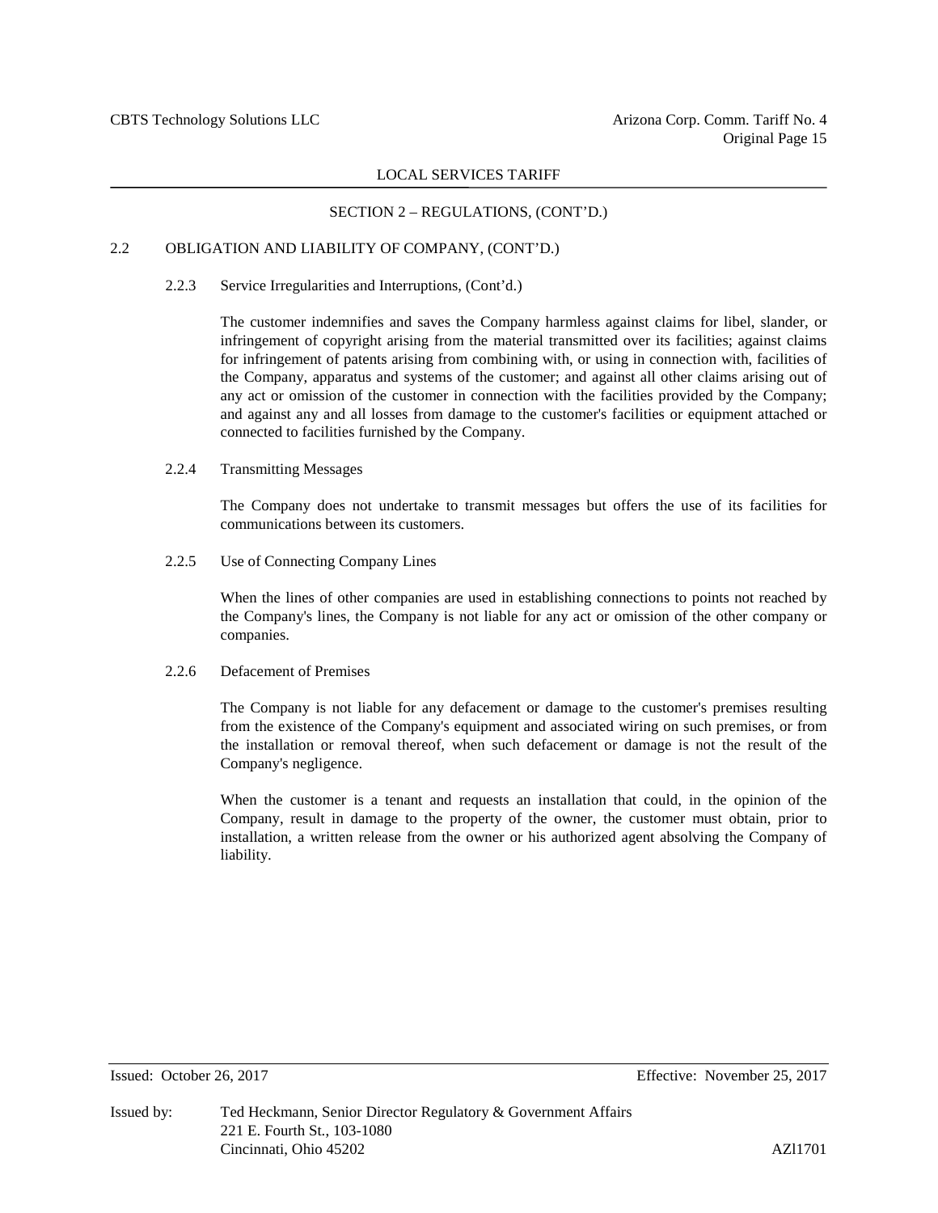SECTION 2 – REGULATIONS, (CONT'D.)

## 2.2 OBLIGATION AND LIABILITY OF COMPANY, (CONT'D.)

### 2.2.3 Service Irregularities and Interruptions, (Cont'd.)

The customer indemnifies and saves the Company harmless against claims for libel, slander, or infringement of copyright arising from the material transmitted over its facilities; against claims for infringement of patents arising from combining with, or using in connection with, facilities of the Company, apparatus and systems of the customer; and against all other claims arising out of any act or omission of the customer in connection with the facilities provided by the Company; and against any and all losses from damage to the customer's facilities or equipment attached or connected to facilities furnished by the Company.

### 2.2.4 Transmitting Messages

The Company does not undertake to transmit messages but offers the use of its facilities for communications between its customers.

### 2.2.5 Use of Connecting Company Lines

When the lines of other companies are used in establishing connections to points not reached by the Company's lines, the Company is not liable for any act or omission of the other company or companies.

### 2.2.6 Defacement of Premises

The Company is not liable for any defacement or damage to the customer's premises resulting from the existence of the Company's equipment and associated wiring on such premises, or from the installation or removal thereof, when such defacement or damage is not the result of the Company's negligence.

When the customer is a tenant and requests an installation that could, in the opinion of the Company, result in damage to the property of the owner, the customer must obtain, prior to installation, a written release from the owner or his authorized agent absolving the Company of liability.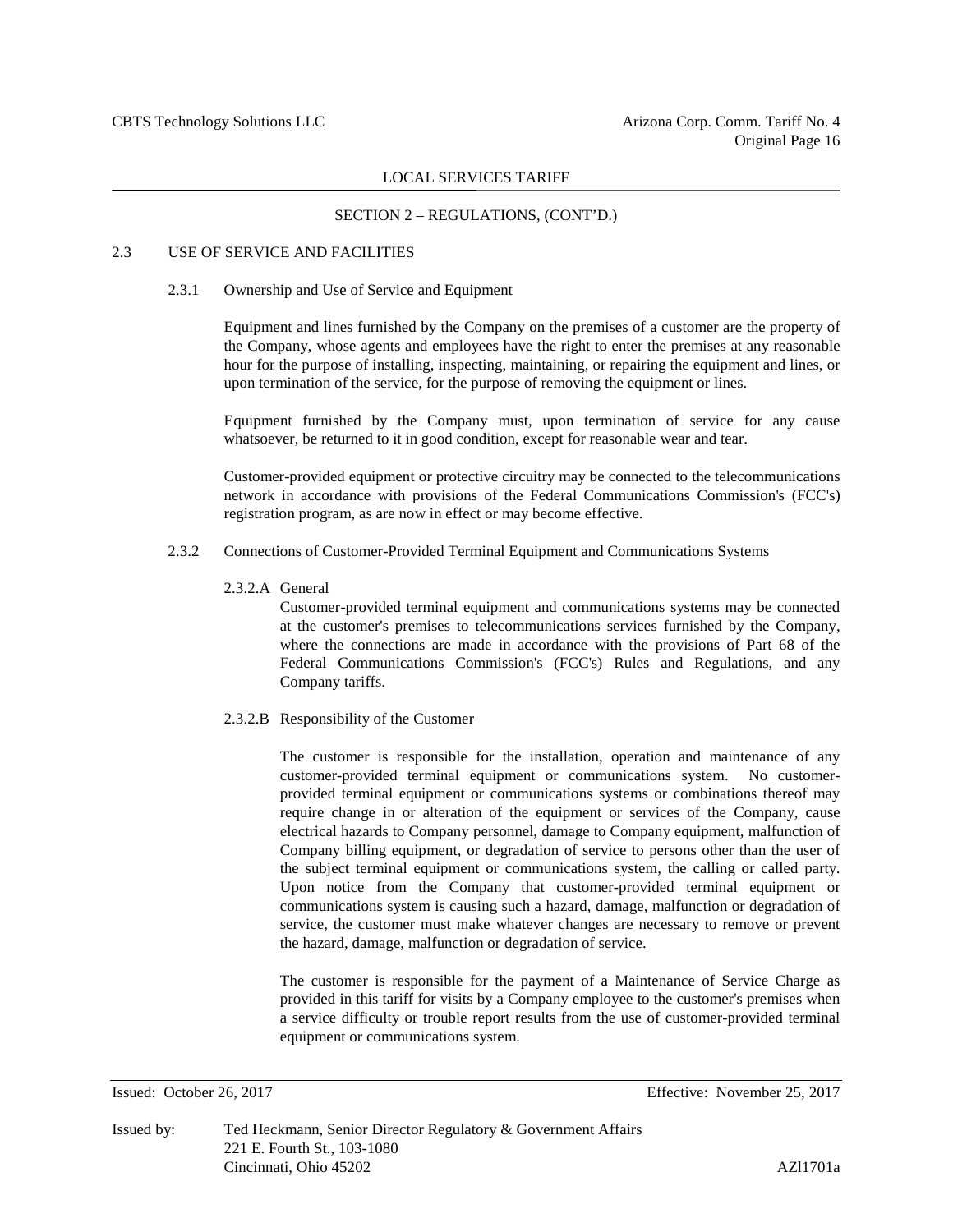## SECTION 2 – REGULATIONS, (CONT'D.)

### 2.3 USE OF SERVICE AND FACILITIES

#### 2.3.1 Ownership and Use of Service and Equipment

Equipment and lines furnished by the Company on the premises of a customer are the property of the Company, whose agents and employees have the right to enter the premises at any reasonable hour for the purpose of installing, inspecting, maintaining, or repairing the equipment and lines, or upon termination of the service, for the purpose of removing the equipment or lines.

Equipment furnished by the Company must, upon termination of service for any cause whatsoever, be returned to it in good condition, except for reasonable wear and tear.

Customer-provided equipment or protective circuitry may be connected to the telecommunications network in accordance with provisions of the Federal Communications Commission's (FCC's) registration program, as are now in effect or may become effective.

#### 2.3.2 Connections of Customer-Provided Terminal Equipment and Communications Systems

##### 2.3.2.A General

Customer-provided terminal equipment and communications systems may be connected at the customer's premises to telecommunications services furnished by the Company, where the connections are made in accordance with the provisions of Part 68 of the Federal Communications Commission's (FCC's) Rules and Regulations, and any Company tariffs.

##### 2.3.2.B Responsibility of the Customer

The customer is responsible for the installation, operation and maintenance of any customer-provided terminal equipment or communications system. No customer-provided terminal equipment or communications systems or combinations thereof may require change in or alteration of the equipment or services of the Company, cause electrical hazards to Company personnel, damage to Company equipment, malfunction of Company billing equipment, or degradation of service to persons other than the user of the subject terminal equipment or communications system, the calling or called party. Upon notice from the Company that customer-provided terminal equipment or communications system is causing such a hazard, damage, malfunction or degradation of service, the customer must make whatever changes are necessary to remove or prevent the hazard, damage, malfunction or degradation of service.

The customer is responsible for the payment of a Maintenance of Service Charge as provided in this tariff for visits by a Company employee to the customer's premises when a service difficulty or trouble report results from the use of customer-provided terminal equipment or communications system.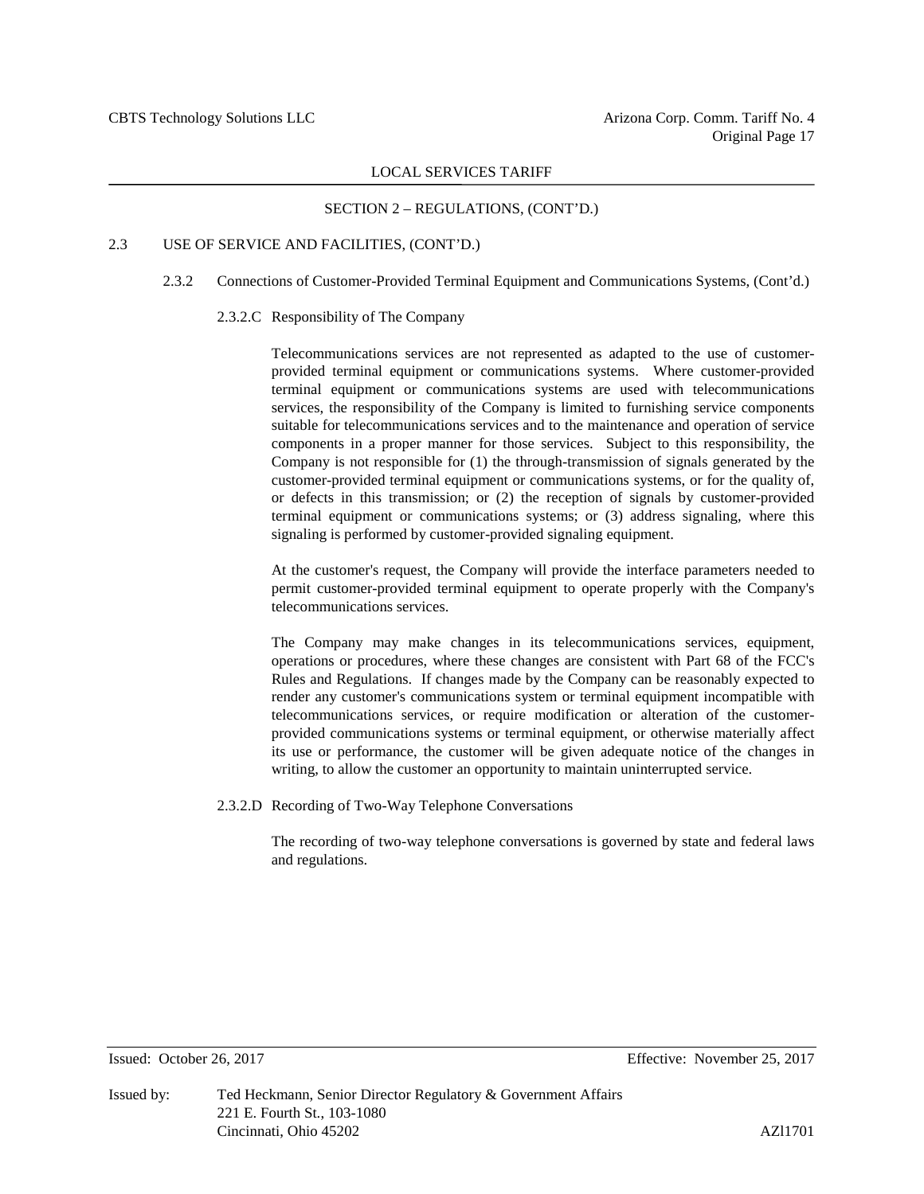## SECTION 2 – REGULATIONS, (CONT'D.)

### 2.3 USE OF SERVICE AND FACILITIES, (CONT'D.)

#### 2.3.2 Connections of Customer-Provided Terminal Equipment and Communications Systems, (Cont'd.)

##### 2.3.2.C Responsibility of The Company

Telecommunications services are not represented as adapted to the use of customer-provided terminal equipment or communications systems. Where customer-provided terminal equipment or communications systems are used with telecommunications services, the responsibility of the Company is limited to furnishing service components suitable for telecommunications services and to the maintenance and operation of service components in a proper manner for those services. Subject to this responsibility, the Company is not responsible for (1) the through-transmission of signals generated by the customer-provided terminal equipment or communications systems, or for the quality of, or defects in this transmission; or (2) the reception of signals by customer-provided terminal equipment or communications systems; or (3) address signaling, where this signaling is performed by customer-provided signaling equipment.

At the customer's request, the Company will provide the interface parameters needed to permit customer-provided terminal equipment to operate properly with the Company's telecommunications services.

The Company may make changes in its telecommunications services, equipment, operations or procedures, where these changes are consistent with Part 68 of the FCC's Rules and Regulations. If changes made by the Company can be reasonably expected to render any customer's communications system or terminal equipment incompatible with telecommunications services, or require modification or alteration of the customer-provided communications systems or terminal equipment, or otherwise materially affect its use or performance, the customer will be given adequate notice of the changes in writing, to allow the customer an opportunity to maintain uninterrupted service.

##### 2.3.2.D Recording of Two-Way Telephone Conversations

The recording of two-way telephone conversations is governed by state and federal laws and regulations.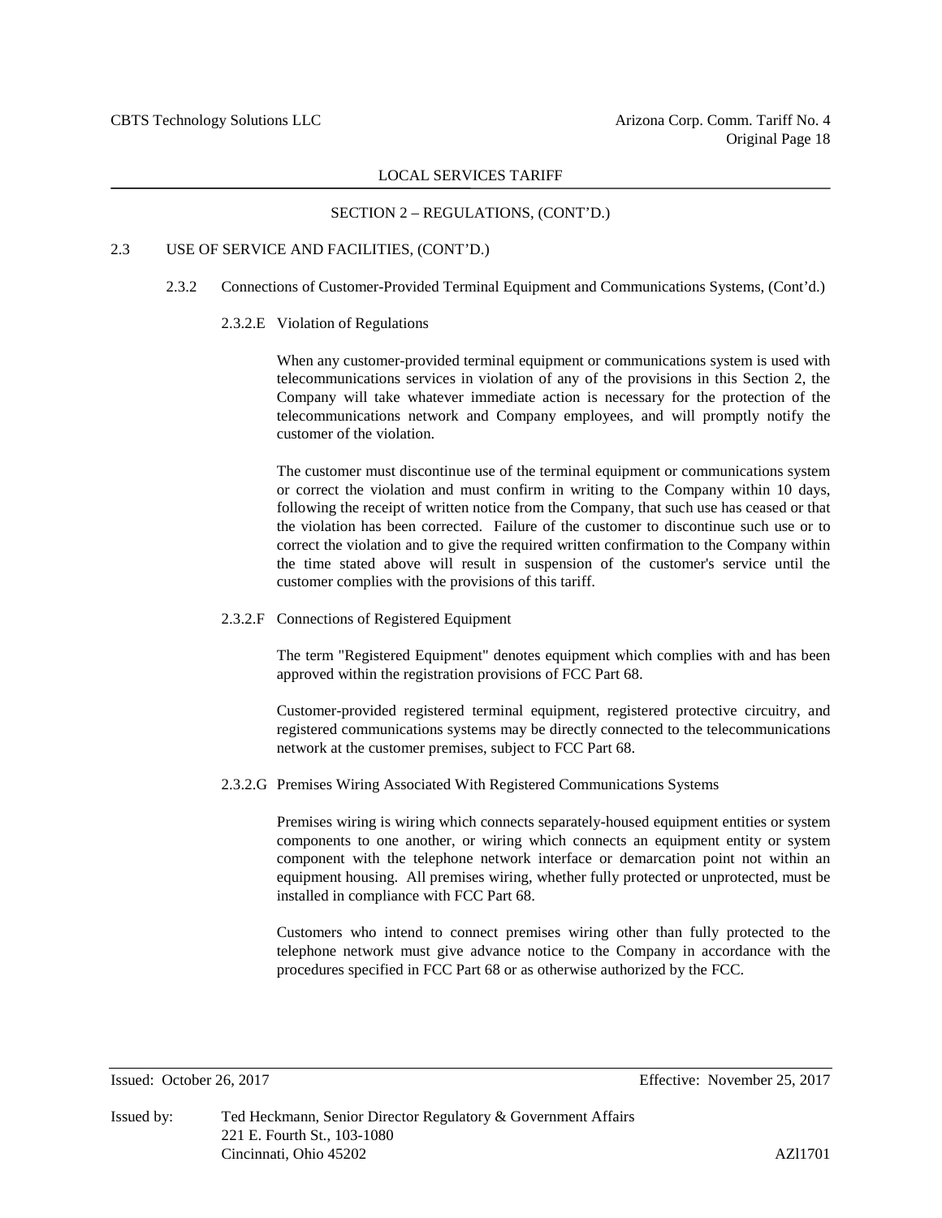## SECTION 2 – REGULATIONS, (CONT'D.)

### 2.3 USE OF SERVICE AND FACILITIES, (CONT'D.)

#### 2.3.2 Connections of Customer-Provided Terminal Equipment and Communications Systems, (Cont'd.)

##### 2.3.2.E Violation of Regulations

When any customer-provided terminal equipment or communications system is used with telecommunications services in violation of any of the provisions in this Section 2, the Company will take whatever immediate action is necessary for the protection of the telecommunications network and Company employees, and will promptly notify the customer of the violation.

The customer must discontinue use of the terminal equipment or communications system or correct the violation and must confirm in writing to the Company within 10 days, following the receipt of written notice from the Company, that such use has ceased or that the violation has been corrected. Failure of the customer to discontinue such use or to correct the violation and to give the required written confirmation to the Company within the time stated above will result in suspension of the customer's service until the customer complies with the provisions of this tariff.

##### 2.3.2.F Connections of Registered Equipment

The term "Registered Equipment" denotes equipment which complies with and has been approved within the registration provisions of FCC Part 68.

Customer-provided registered terminal equipment, registered protective circuitry, and registered communications systems may be directly connected to the telecommunications network at the customer premises, subject to FCC Part 68.

##### 2.3.2.G Premises Wiring Associated With Registered Communications Systems

Premises wiring is wiring which connects separately-housed equipment entities or system components to one another, or wiring which connects an equipment entity or system component with the telephone network interface or demarcation point not within an equipment housing. All premises wiring, whether fully protected or unprotected, must be installed in compliance with FCC Part 68.

Customers who intend to connect premises wiring other than fully protected to the telephone network must give advance notice to the Company in accordance with the procedures specified in FCC Part 68 or as otherwise authorized by the FCC.

Issued: October 26, 2017 Effective: November 25, 2017

Issued by: Ted Heckmann, Senior Director Regulatory & Government Affairs
221 E. Fourth St., 103-1080
Cincinnati, Ohio 45202

AZl1701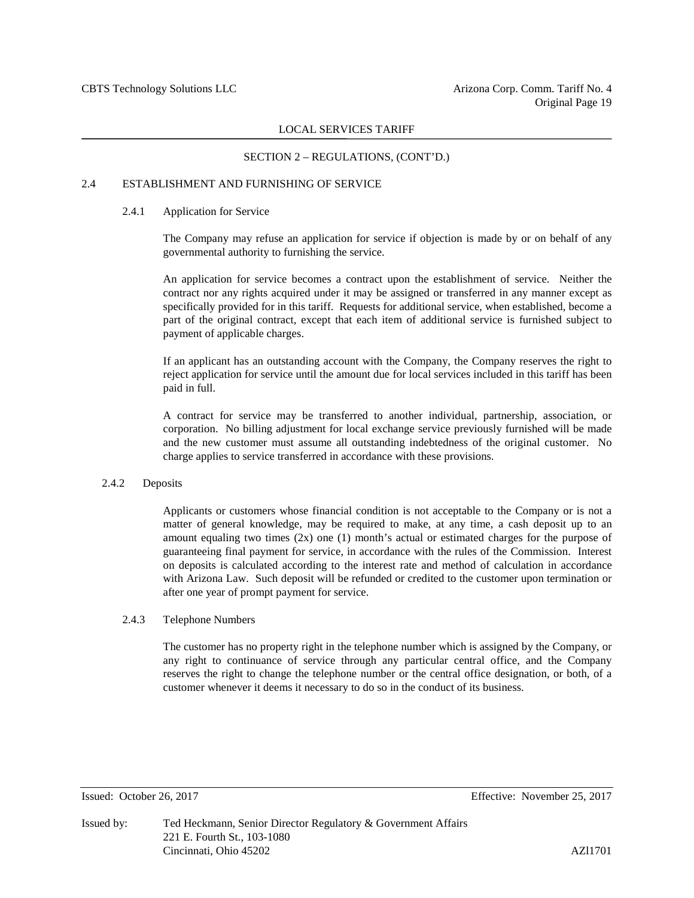## SECTION 2 – REGULATIONS, (CONT'D.)

### 2.4 ESTABLISHMENT AND FURNISHING OF SERVICE

#### 2.4.1 Application for Service

The Company may refuse an application for service if objection is made by or on behalf of any governmental authority to furnishing the service.

An application for service becomes a contract upon the establishment of service. Neither the contract nor any rights acquired under it may be assigned or transferred in any manner except as specifically provided for in this tariff. Requests for additional service, when established, become a part of the original contract, except that each item of additional service is furnished subject to payment of applicable charges.

If an applicant has an outstanding account with the Company, the Company reserves the right to reject application for service until the amount due for local services included in this tariff has been paid in full.

A contract for service may be transferred to another individual, partnership, association, or corporation. No billing adjustment for local exchange service previously furnished will be made and the new customer must assume all outstanding indebtedness of the original customer. No charge applies to service transferred in accordance with these provisions.

#### 2.4.2 Deposits

Applicants or customers whose financial condition is not acceptable to the Company or is not a matter of general knowledge, may be required to make, at any time, a cash deposit up to an amount equaling two times (2x) one (1) month's actual or estimated charges for the purpose of guaranteeing final payment for service, in accordance with the rules of the Commission. Interest on deposits is calculated according to the interest rate and method of calculation in accordance with Arizona Law. Such deposit will be refunded or credited to the customer upon termination or after one year of prompt payment for service.

#### 2.4.3 Telephone Numbers

The customer has no property right in the telephone number which is assigned by the Company, or any right to continuance of service through any particular central office, and the Company reserves the right to change the telephone number or the central office designation, or both, of a customer whenever it deems it necessary to do so in the conduct of its business.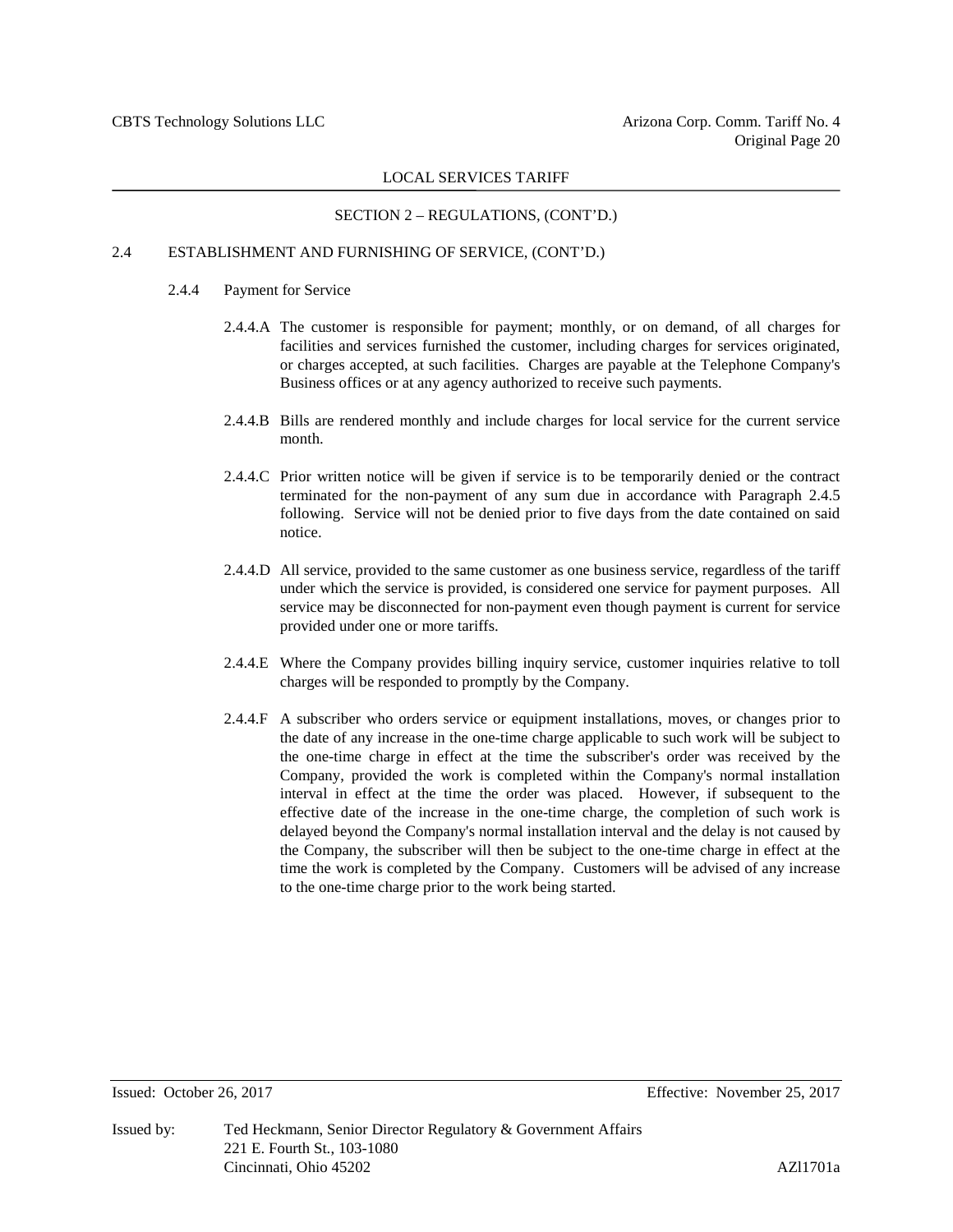## SECTION 2 – REGULATIONS, (CONT'D.)

### 2.4 ESTABLISHMENT AND FURNISHING OF SERVICE, (CONT'D.)

#### 2.4.4 Payment for Service

2.4.4.A The customer is responsible for payment; monthly, or on demand, of all charges for facilities and services furnished the customer, including charges for services originated, or charges accepted, at such facilities. Charges are payable at the Telephone Company's Business offices or at any agency authorized to receive such payments.

2.4.4.B Bills are rendered monthly and include charges for local service for the current service month.

2.4.4.C Prior written notice will be given if service is to be temporarily denied or the contract terminated for the non-payment of any sum due in accordance with Paragraph 2.4.5 following. Service will not be denied prior to five days from the date contained on said notice.

2.4.4.D All service, provided to the same customer as one business service, regardless of the tariff under which the service is provided, is considered one service for payment purposes. All service may be disconnected for non-payment even though payment is current for service provided under one or more tariffs.

2.4.4.E Where the Company provides billing inquiry service, customer inquiries relative to toll charges will be responded to promptly by the Company.

2.4.4.F A subscriber who orders service or equipment installations, moves, or changes prior to the date of any increase in the one-time charge applicable to such work will be subject to the one-time charge in effect at the time the subscriber's order was received by the Company, provided the work is completed within the Company's normal installation interval in effect at the time the order was placed. However, if subsequent to the effective date of the increase in the one-time charge, the completion of such work is delayed beyond the Company's normal installation interval and the delay is not caused by the Company, the subscriber will then be subject to the one-time charge in effect at the time the work is completed by the Company. Customers will be advised of any increase to the one-time charge prior to the work being started.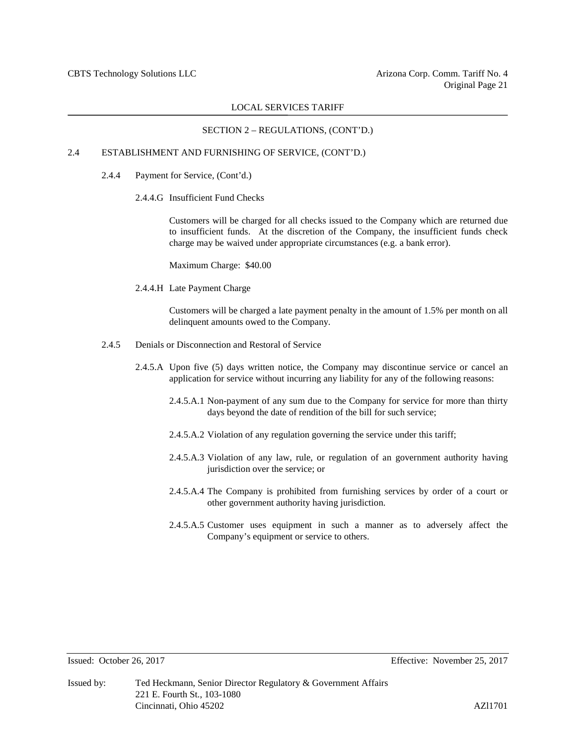LOCAL SERVICES TARIFF

SECTION 2 – REGULATIONS, (CONT'D.)

2.4 ESTABLISHMENT AND FURNISHING OF SERVICE, (CONT'D.)

2.4.4 Payment for Service, (Cont'd.)

2.4.4.G Insufficient Fund Checks

Customers will be charged for all checks issued to the Company which are returned due to insufficient funds. At the discretion of the Company, the insufficient funds check charge may be waived under appropriate circumstances (e.g. a bank error).

Maximum Charge: $40.00

2.4.4.H Late Payment Charge

Customers will be charged a late payment penalty in the amount of 1.5% per month on all delinquent amounts owed to the Company.

2.4.5 Denials or Disconnection and Restoral of Service

2.4.5.A Upon five (5) days written notice, the Company may discontinue service or cancel an application for service without incurring any liability for any of the following reasons:

2.4.5.A.1 Non-payment of any sum due to the Company for service for more than thirty days beyond the date of rendition of the bill for such service;

2.4.5.A.2 Violation of any regulation governing the service under this tariff;

2.4.5.A.3 Violation of any law, rule, or regulation of an government authority having jurisdiction over the service; or

2.4.5.A.4 The Company is prohibited from furnishing services by order of a court or other government authority having jurisdiction.

2.4.5.A.5 Customer uses equipment in such a manner as to adversely affect the Company's equipment or service to others.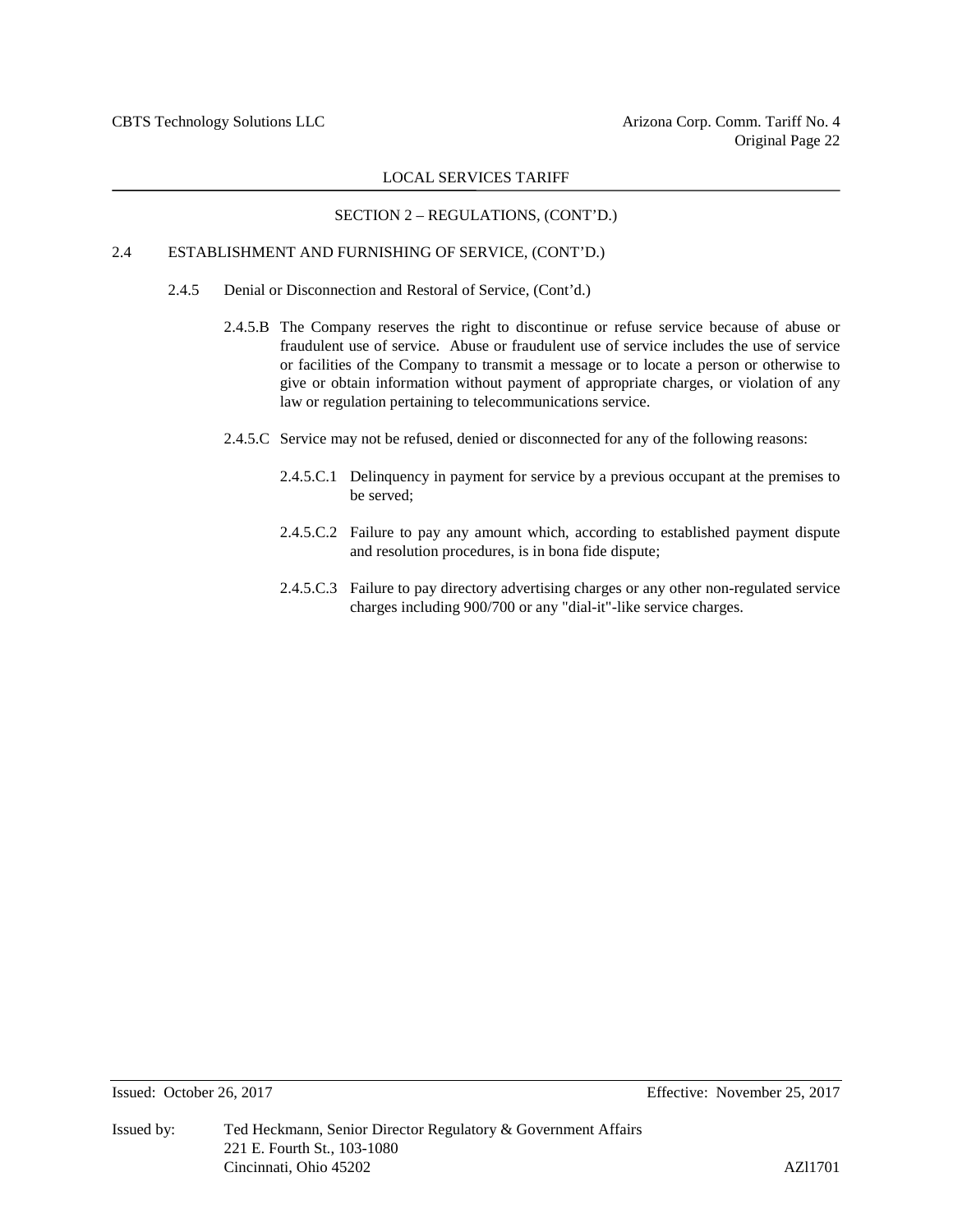## LOCAL SERVICES TARIFF

### SECTION 2 – REGULATIONS, (CONT'D.)

2.4 ESTABLISHMENT AND FURNISHING OF SERVICE, (CONT'D.)

2.4.5 Denial or Disconnection and Restoral of Service, (Cont'd.)

2.4.5.B The Company reserves the right to discontinue or refuse service because of abuse or fraudulent use of service. Abuse or fraudulent use of service includes the use of service or facilities of the Company to transmit a message or to locate a person or otherwise to give or obtain information without payment of appropriate charges, or violation of any law or regulation pertaining to telecommunications service.

2.4.5.C Service may not be refused, denied or disconnected for any of the following reasons:

2.4.5.C.1 Delinquency in payment for service by a previous occupant at the premises to be served;

2.4.5.C.2 Failure to pay any amount which, according to established payment dispute and resolution procedures, is in bona fide dispute;

2.4.5.C.3 Failure to pay directory advertising charges or any other non-regulated service charges including 900/700 or any "dial-it"-like service charges.

Issued: October 26, 2017 Effective: November 25, 2017

Issued by: Ted Heckmann, Senior Director Regulatory & Government Affairs
221 E. Fourth St., 103-1080
Cincinnati, Ohio 45202 AZl1701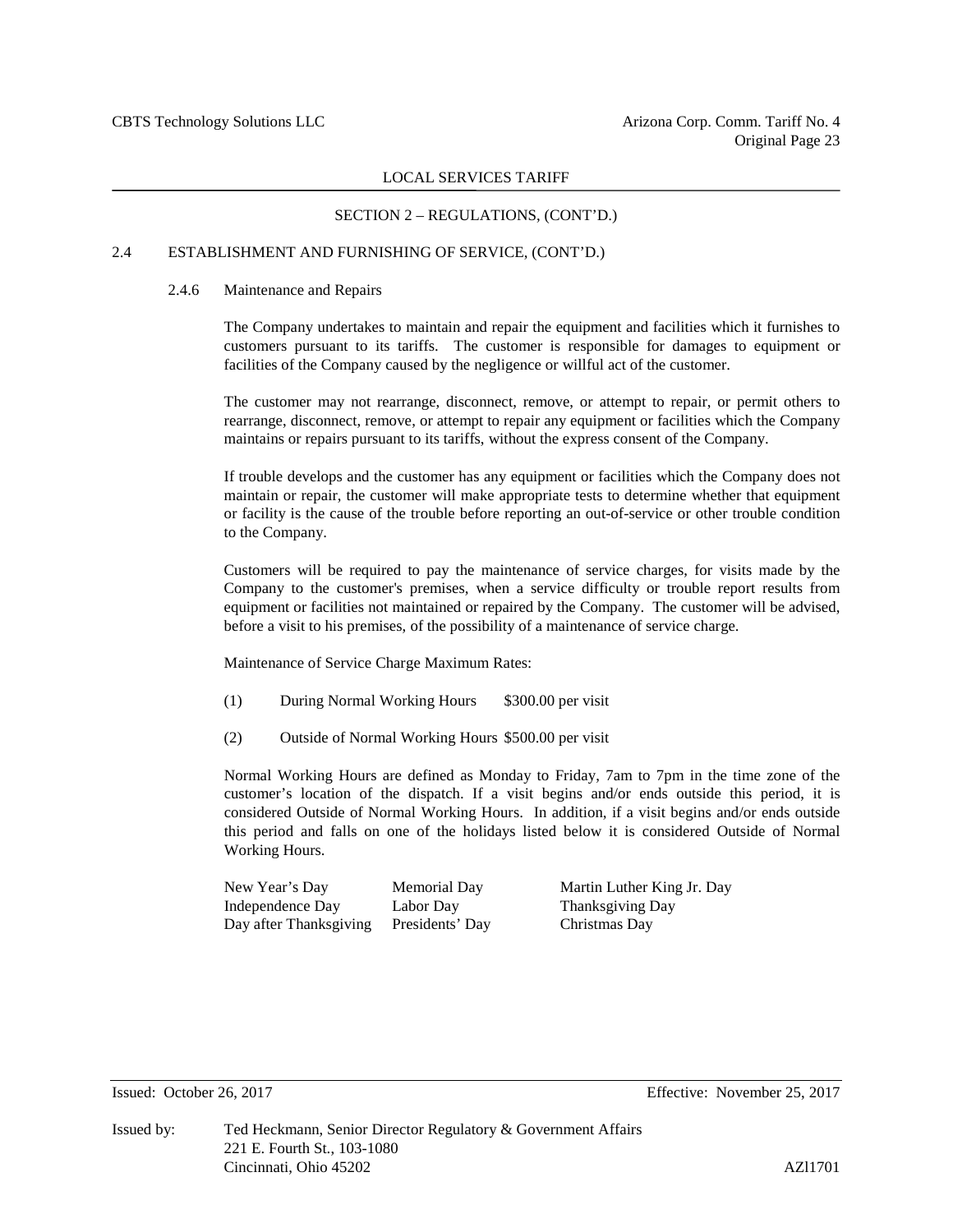LOCAL SERVICES TARIFF

SECTION 2 – REGULATIONS, (CONT'D.)

## 2.4 ESTABLISHMENT AND FURNISHING OF SERVICE, (CONT'D.)

### 2.4.6 Maintenance and Repairs

The Company undertakes to maintain and repair the equipment and facilities which it furnishes to customers pursuant to its tariffs. The customer is responsible for damages to equipment or facilities of the Company caused by the negligence or willful act of the customer.

The customer may not rearrange, disconnect, remove, or attempt to repair, or permit others to rearrange, disconnect, remove, or attempt to repair any equipment or facilities which the Company maintains or repairs pursuant to its tariffs, without the express consent of the Company.

If trouble develops and the customer has any equipment or facilities which the Company does not maintain or repair, the customer will make appropriate tests to determine whether that equipment or facility is the cause of the trouble before reporting an out-of-service or other trouble condition to the Company.

Customers will be required to pay the maintenance of service charges, for visits made by the Company to the customer's premises, when a service difficulty or trouble report results from equipment or facilities not maintained or repaired by the Company. The customer will be advised, before a visit to his premises, of the possibility of a maintenance of service charge.

Maintenance of Service Charge Maximum Rates:

(1) During Normal Working Hours $300.00 per visit

(2) Outside of Normal Working Hours $500.00 per visit

Normal Working Hours are defined as Monday to Friday, 7am to 7pm in the time zone of the customer's location of the dispatch. If a visit begins and/or ends outside this period, it is considered Outside of Normal Working Hours. In addition, if a visit begins and/or ends outside this period and falls on one of the holidays listed below it is considered Outside of Normal Working Hours.

| | | |
|---|---|---|
| New Year's Day | Memorial Day | Martin Luther King Jr. Day |
| Independence Day | Labor Day | Thanksgiving Day |
| Day after Thanksgiving | Presidents' Day | Christmas Day |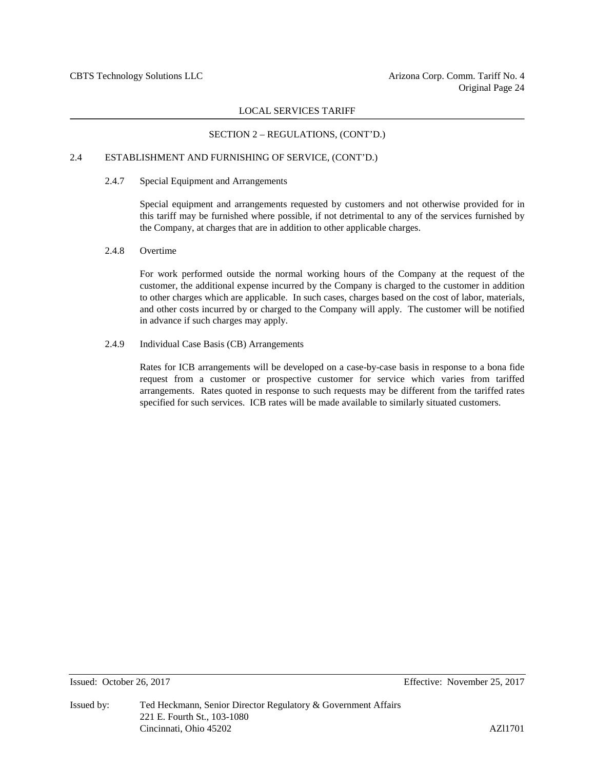SECTION 2 – REGULATIONS, (CONT'D.)

## 2.4 ESTABLISHMENT AND FURNISHING OF SERVICE, (CONT'D.)

### 2.4.7 Special Equipment and Arrangements

Special equipment and arrangements requested by customers and not otherwise provided for in this tariff may be furnished where possible, if not detrimental to any of the services furnished by the Company, at charges that are in addition to other applicable charges.

### 2.4.8 Overtime

For work performed outside the normal working hours of the Company at the request of the customer, the additional expense incurred by the Company is charged to the customer in addition to other charges which are applicable. In such cases, charges based on the cost of labor, materials, and other costs incurred by or charged to the Company will apply. The customer will be notified in advance if such charges may apply.

### 2.4.9 Individual Case Basis (CB) Arrangements

Rates for ICB arrangements will be developed on a case-by-case basis in response to a bona fide request from a customer or prospective customer for service which varies from tariffed arrangements. Rates quoted in response to such requests may be different from the tariffed rates specified for such services. ICB rates will be made available to similarly situated customers.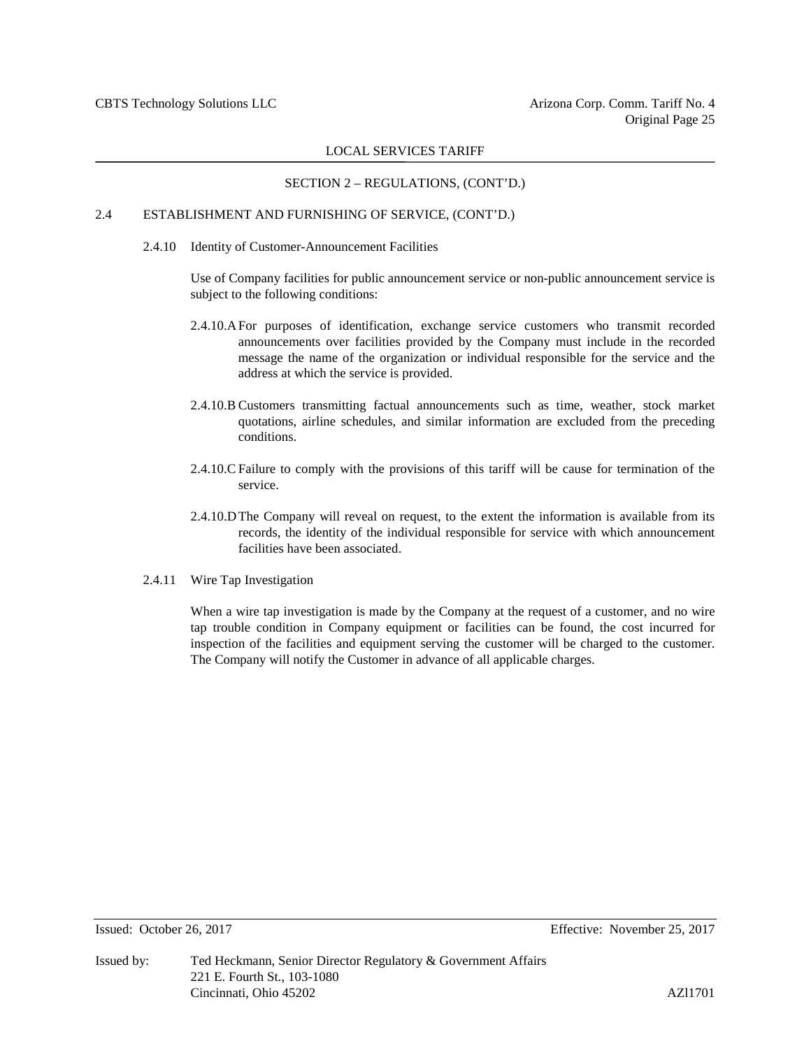## SECTION 2 – REGULATIONS, (CONT'D.)

### 2.4 ESTABLISHMENT AND FURNISHING OF SERVICE, (CONT'D.)

#### 2.4.10 Identity of Customer-Announcement Facilities

Use of Company facilities for public announcement service or non-public announcement service is subject to the following conditions:

2.4.10.A For purposes of identification, exchange service customers who transmit recorded announcements over facilities provided by the Company must include in the recorded message the name of the organization or individual responsible for the service and the address at which the service is provided.

2.4.10.B Customers transmitting factual announcements such as time, weather, stock market quotations, airline schedules, and similar information are excluded from the preceding conditions.

2.4.10.C Failure to comply with the provisions of this tariff will be cause for termination of the service.

2.4.10.D The Company will reveal on request, to the extent the information is available from its records, the identity of the individual responsible for service with which announcement facilities have been associated.

#### 2.4.11 Wire Tap Investigation

When a wire tap investigation is made by the Company at the request of a customer, and no wire tap trouble condition in Company equipment or facilities can be found, the cost incurred for inspection of the facilities and equipment serving the customer will be charged to the customer. The Company will notify the Customer in advance of all applicable charges.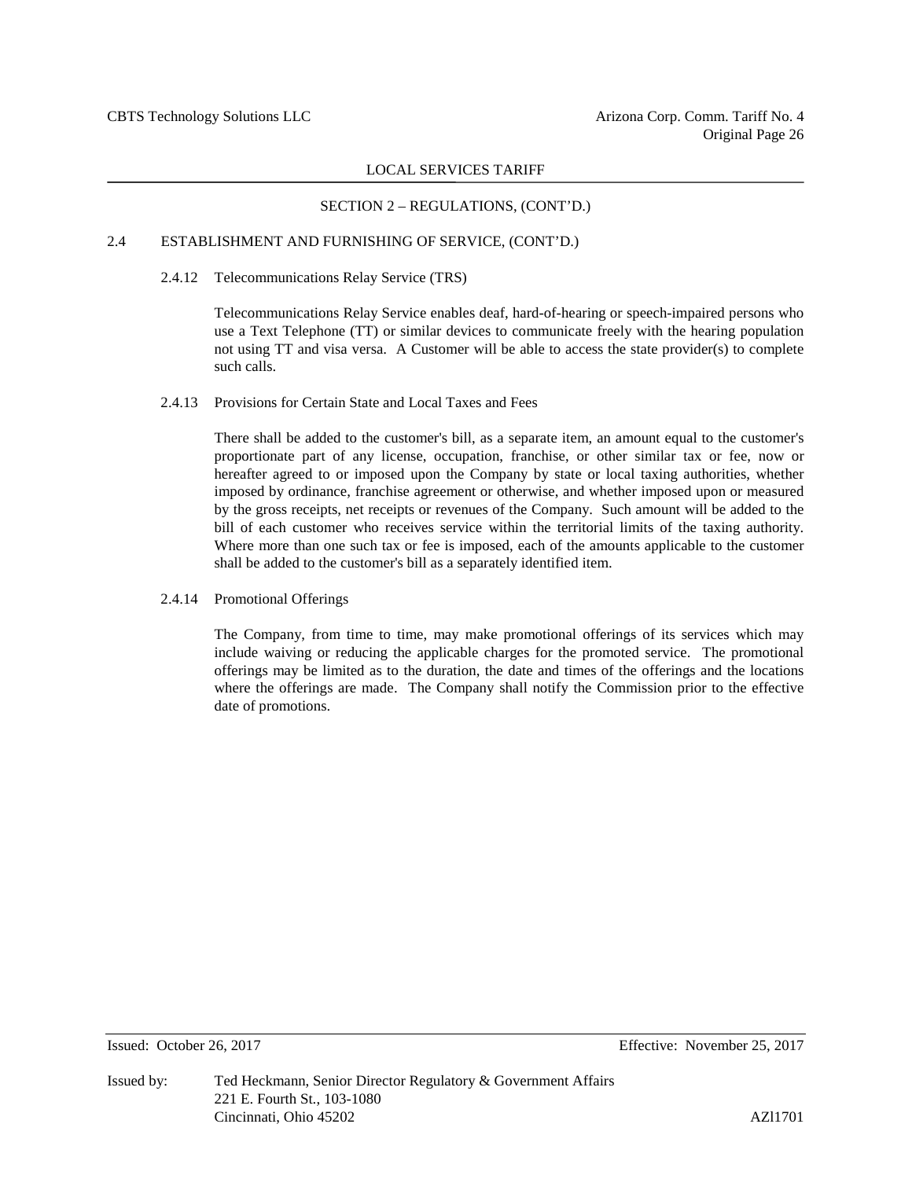## SECTION 2 – REGULATIONS, (CONT'D.)

### 2.4 ESTABLISHMENT AND FURNISHING OF SERVICE, (CONT'D.)

#### 2.4.12 Telecommunications Relay Service (TRS)

Telecommunications Relay Service enables deaf, hard-of-hearing or speech-impaired persons who use a Text Telephone (TT) or similar devices to communicate freely with the hearing population not using TT and visa versa. A Customer will be able to access the state provider(s) to complete such calls.

#### 2.4.13 Provisions for Certain State and Local Taxes and Fees

There shall be added to the customer's bill, as a separate item, an amount equal to the customer's proportionate part of any license, occupation, franchise, or other similar tax or fee, now or hereafter agreed to or imposed upon the Company by state or local taxing authorities, whether imposed by ordinance, franchise agreement or otherwise, and whether imposed upon or measured by the gross receipts, net receipts or revenues of the Company. Such amount will be added to the bill of each customer who receives service within the territorial limits of the taxing authority. Where more than one such tax or fee is imposed, each of the amounts applicable to the customer shall be added to the customer's bill as a separately identified item.

#### 2.4.14 Promotional Offerings

The Company, from time to time, may make promotional offerings of its services which may include waiving or reducing the applicable charges for the promoted service. The promotional offerings may be limited as to the duration, the date and times of the offerings and the locations where the offerings are made. The Company shall notify the Commission prior to the effective date of promotions.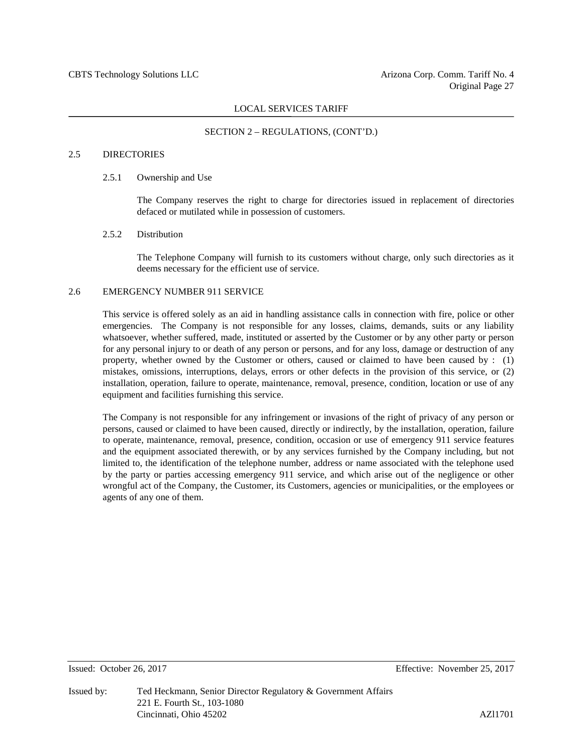## SECTION 2 – REGULATIONS, (CONT'D.)

### 2.5 DIRECTORIES

#### 2.5.1 Ownership and Use

The Company reserves the right to charge for directories issued in replacement of directories defaced or mutilated while in possession of customers.

#### 2.5.2 Distribution

The Telephone Company will furnish to its customers without charge, only such directories as it deems necessary for the efficient use of service.

### 2.6 EMERGENCY NUMBER 911 SERVICE

This service is offered solely as an aid in handling assistance calls in connection with fire, police or other emergencies. The Company is not responsible for any losses, claims, demands, suits or any liability whatsoever, whether suffered, made, instituted or asserted by the Customer or by any other party or person for any personal injury to or death of any person or persons, and for any loss, damage or destruction of any property, whether owned by the Customer or others, caused or claimed to have been caused by : (1) mistakes, omissions, interruptions, delays, errors or other defects in the provision of this service, or (2) installation, operation, failure to operate, maintenance, removal, presence, condition, location or use of any equipment and facilities furnishing this service.

The Company is not responsible for any infringement or invasions of the right of privacy of any person or persons, caused or claimed to have been caused, directly or indirectly, by the installation, operation, failure to operate, maintenance, removal, presence, condition, occasion or use of emergency 911 service features and the equipment associated therewith, or by any services furnished by the Company including, but not limited to, the identification of the telephone number, address or name associated with the telephone used by the party or parties accessing emergency 911 service, and which arise out of the negligence or other wrongful act of the Company, the Customer, its Customers, agencies or municipalities, or the employees or agents of any one of them.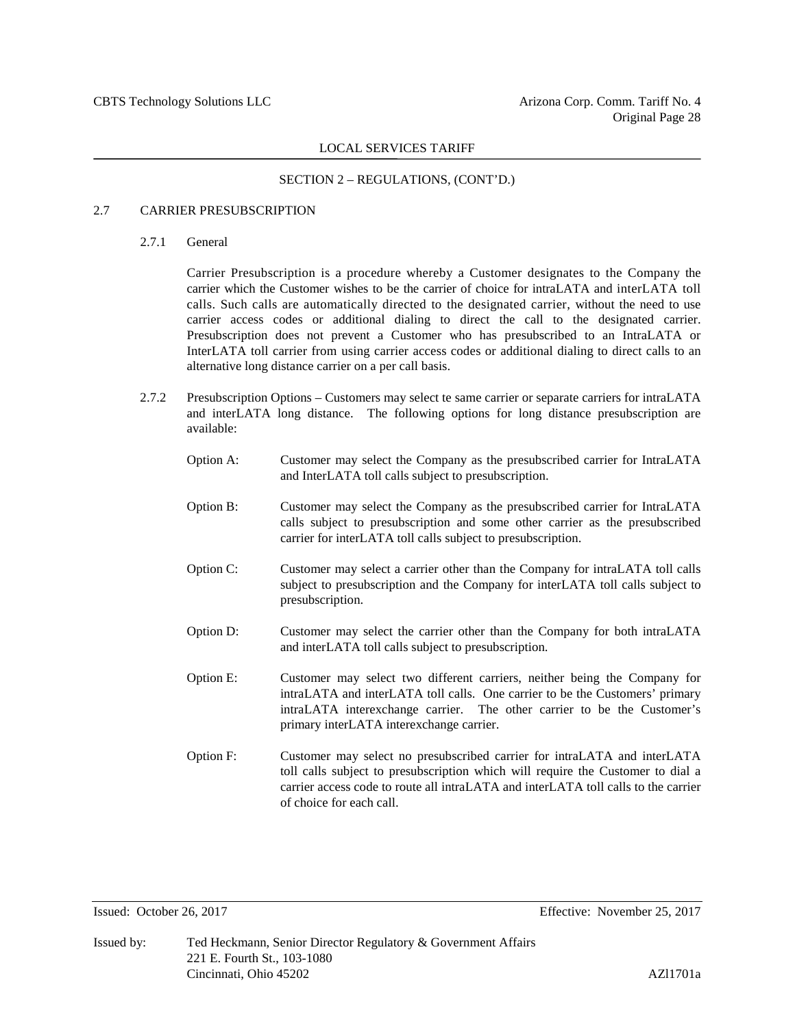## SECTION 2 – REGULATIONS, (CONT'D.)

### 2.7 CARRIER PRESUBSCRIPTION

#### 2.7.1 General

Carrier Presubscription is a procedure whereby a Customer designates to the Company the carrier which the Customer wishes to be the carrier of choice for intraLATA and interLATA toll calls. Such calls are automatically directed to the designated carrier, without the need to use carrier access codes or additional dialing to direct the call to the designated carrier. Presubscription does not prevent a Customer who has presubscribed to an IntraLATA or InterLATA toll carrier from using carrier access codes or additional dialing to direct calls to an alternative long distance carrier on a per call basis.

#### 2.7.2 Presubscription Options

Presubscription Options – Customers may select te same carrier or separate carriers for intraLATA and interLATA long distance. The following options for long distance presubscription are available:

Option A: Customer may select the Company as the presubscribed carrier for IntraLATA and InterLATA toll calls subject to presubscription.

Option B: Customer may select the Company as the presubscribed carrier for IntraLATA calls subject to presubscription and some other carrier as the presubscribed carrier for interLATA toll calls subject to presubscription.

Option C: Customer may select a carrier other than the Company for intraLATA toll calls subject to presubscription and the Company for interLATA toll calls subject to presubscription.

Option D: Customer may select the carrier other than the Company for both intraLATA and interLATA toll calls subject to presubscription.

Option E: Customer may select two different carriers, neither being the Company for intraLATA and interLATA toll calls. One carrier to be the Customers' primary intraLATA interexchange carrier. The other carrier to be the Customer's primary interLATA interexchange carrier.

Option F: Customer may select no presubscribed carrier for intraLATA and interLATA toll calls subject to presubscription which will require the Customer to dial a carrier access code to route all intraLATA and interLATA toll calls to the carrier of choice for each call.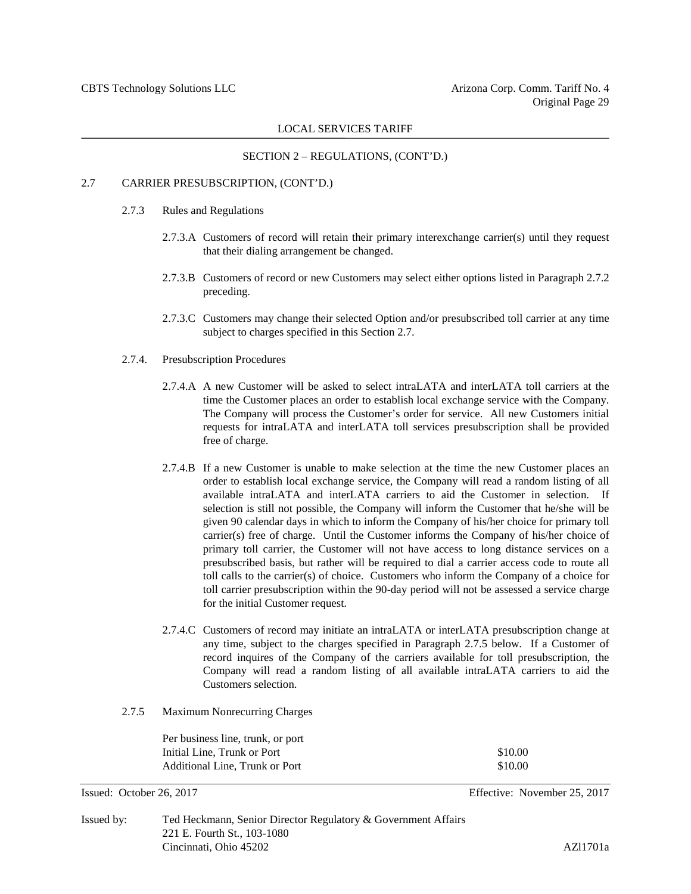## SECTION 2 – REGULATIONS, (CONT'D.)

### 2.7 CARRIER PRESUBSCRIPTION, (CONT'D.)

#### 2.7.3 Rules and Regulations

2.7.3.A Customers of record will retain their primary interexchange carrier(s) until they request that their dialing arrangement be changed.

2.7.3.B Customers of record or new Customers may select either options listed in Paragraph 2.7.2 preceding.

2.7.3.C Customers may change their selected Option and/or presubscribed toll carrier at any time subject to charges specified in this Section 2.7.

#### 2.7.4. Presubscription Procedures

2.7.4.A A new Customer will be asked to select intraLATA and interLATA toll carriers at the time the Customer places an order to establish local exchange service with the Company. The Company will process the Customer's order for service. All new Customers initial requests for intraLATA and interLATA toll services presubscription shall be provided free of charge.

2.7.4.B If a new Customer is unable to make selection at the time the new Customer places an order to establish local exchange service, the Company will read a random listing of all available intraLATA and interLATA carriers to aid the Customer in selection. If selection is still not possible, the Company will inform the Customer that he/she will be given 90 calendar days in which to inform the Company of his/her choice for primary toll carrier(s) free of charge. Until the Customer informs the Company of his/her choice of primary toll carrier, the Customer will not have access to long distance services on a presubscribed basis, but rather will be required to dial a carrier access code to route all toll calls to the carrier(s) of choice. Customers who inform the Company of a choice for toll carrier presubscription within the 90-day period will not be assessed a service charge for the initial Customer request.

2.7.4.C Customers of record may initiate an intraLATA or interLATA presubscription change at any time, subject to the charges specified in Paragraph 2.7.5 below. If a Customer of record inquires of the Company of the carriers available for toll presubscription, the Company will read a random listing of all available intraLATA carriers to aid the Customers selection.

#### 2.7.5 Maximum Nonrecurring Charges

| Per business line, trunk, or port | |
|---|---|
| Initial Line, Trunk or Port | $10.00 |
| Additional Line, Trunk or Port | $10.00 |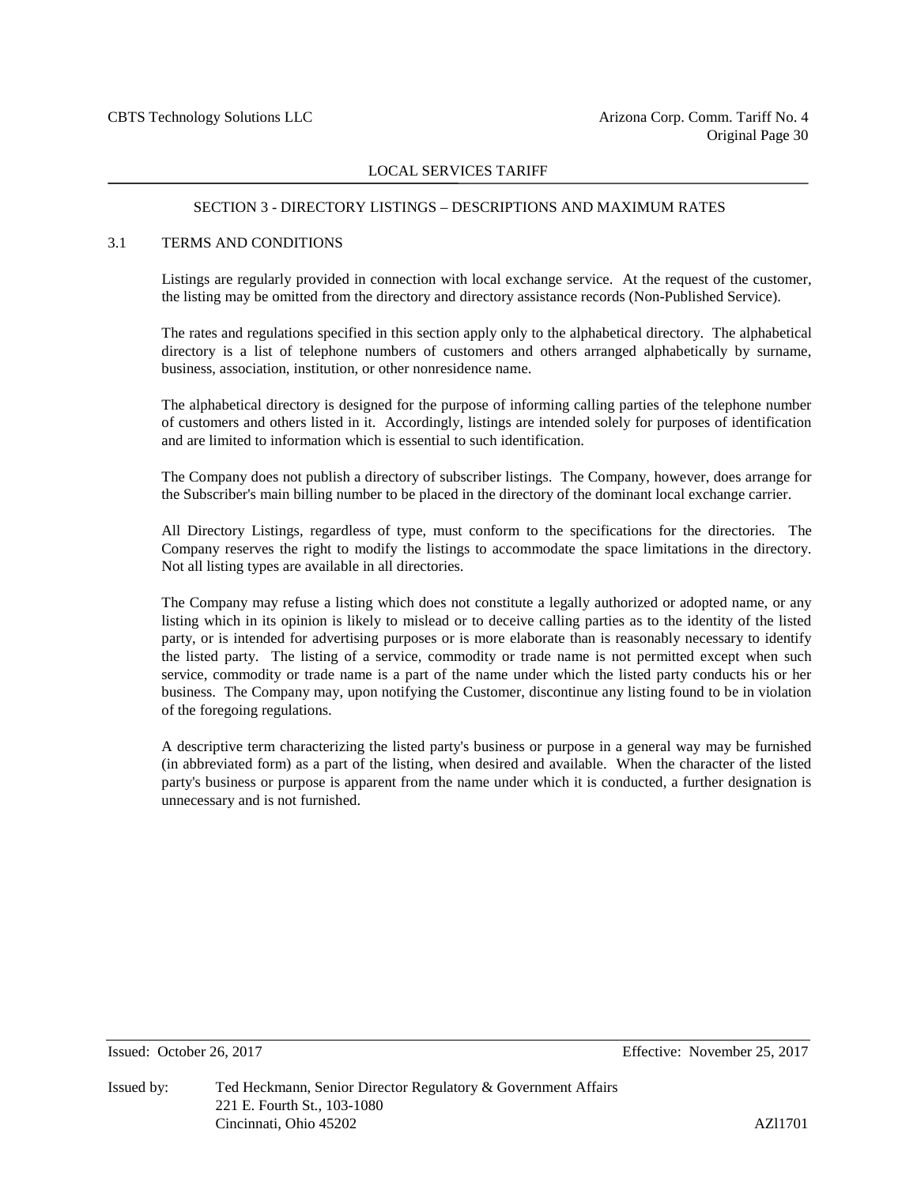## SECTION 3 - DIRECTORY LISTINGS – DESCRIPTIONS AND MAXIMUM RATES

### 3.1 TERMS AND CONDITIONS

Listings are regularly provided in connection with local exchange service. At the request of the customer, the listing may be omitted from the directory and directory assistance records (Non-Published Service).

The rates and regulations specified in this section apply only to the alphabetical directory. The alphabetical directory is a list of telephone numbers of customers and others arranged alphabetically by surname, business, association, institution, or other nonresidence name.

The alphabetical directory is designed for the purpose of informing calling parties of the telephone number of customers and others listed in it. Accordingly, listings are intended solely for purposes of identification and are limited to information which is essential to such identification.

The Company does not publish a directory of subscriber listings. The Company, however, does arrange for the Subscriber's main billing number to be placed in the directory of the dominant local exchange carrier.

All Directory Listings, regardless of type, must conform to the specifications for the directories. The Company reserves the right to modify the listings to accommodate the space limitations in the directory. Not all listing types are available in all directories.

The Company may refuse a listing which does not constitute a legally authorized or adopted name, or any listing which in its opinion is likely to mislead or to deceive calling parties as to the identity of the listed party, or is intended for advertising purposes or is more elaborate than is reasonably necessary to identify the listed party. The listing of a service, commodity or trade name is not permitted except when such service, commodity or trade name is a part of the name under which the listed party conducts his or her business. The Company may, upon notifying the Customer, discontinue any listing found to be in violation of the foregoing regulations.

A descriptive term characterizing the listed party's business or purpose in a general way may be furnished (in abbreviated form) as a part of the listing, when desired and available. When the character of the listed party's business or purpose is apparent from the name under which it is conducted, a further designation is unnecessary and is not furnished.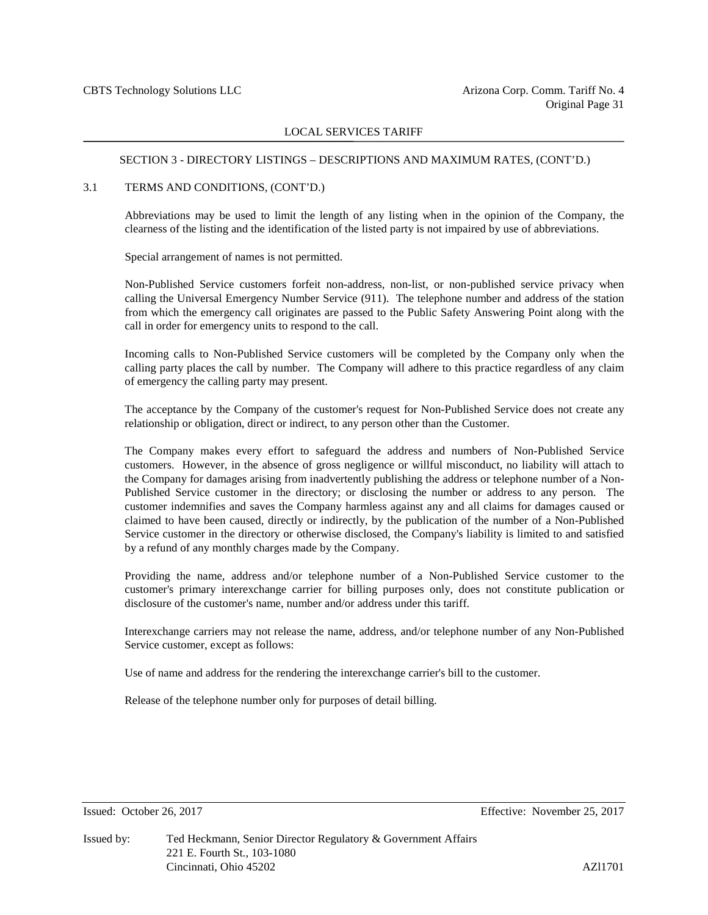## SECTION 3 - DIRECTORY LISTINGS – DESCRIPTIONS AND MAXIMUM RATES, (CONT'D.)

### 3.1 TERMS AND CONDITIONS, (CONT'D.)

Abbreviations may be used to limit the length of any listing when in the opinion of the Company, the clearness of the listing and the identification of the listed party is not impaired by use of abbreviations.

Special arrangement of names is not permitted.

Non-Published Service customers forfeit non-address, non-list, or non-published service privacy when calling the Universal Emergency Number Service (911). The telephone number and address of the station from which the emergency call originates are passed to the Public Safety Answering Point along with the call in order for emergency units to respond to the call.

Incoming calls to Non-Published Service customers will be completed by the Company only when the calling party places the call by number. The Company will adhere to this practice regardless of any claim of emergency the calling party may present.

The acceptance by the Company of the customer's request for Non-Published Service does not create any relationship or obligation, direct or indirect, to any person other than the Customer.

The Company makes every effort to safeguard the address and numbers of Non-Published Service customers. However, in the absence of gross negligence or willful misconduct, no liability will attach to the Company for damages arising from inadvertently publishing the address or telephone number of a Non-Published Service customer in the directory; or disclosing the number or address to any person. The customer indemnifies and saves the Company harmless against any and all claims for damages caused or claimed to have been caused, directly or indirectly, by the publication of the number of a Non-Published Service customer in the directory or otherwise disclosed, the Company's liability is limited to and satisfied by a refund of any monthly charges made by the Company.

Providing the name, address and/or telephone number of a Non-Published Service customer to the customer's primary interexchange carrier for billing purposes only, does not constitute publication or disclosure of the customer's name, number and/or address under this tariff.

Interexchange carriers may not release the name, address, and/or telephone number of any Non-Published Service customer, except as follows:

Use of name and address for the rendering the interexchange carrier's bill to the customer.

Release of the telephone number only for purposes of detail billing.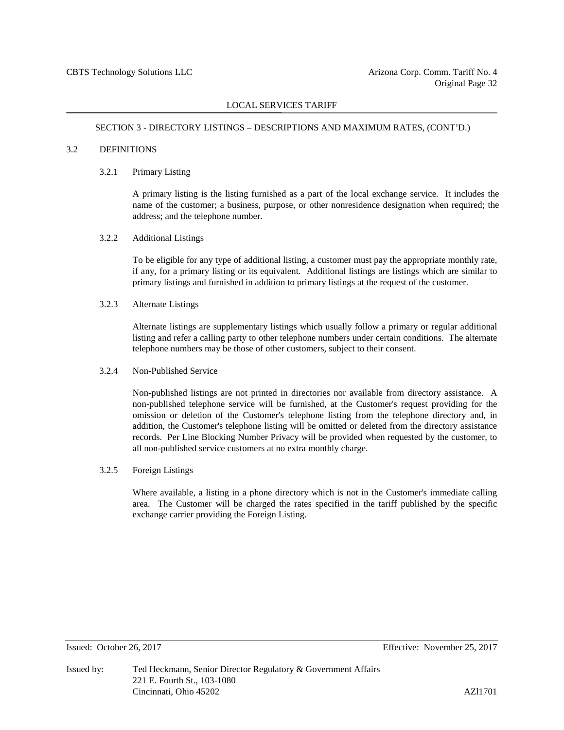## SECTION 3 - DIRECTORY LISTINGS – DESCRIPTIONS AND MAXIMUM RATES, (CONT'D.)

### 3.2 DEFINITIONS

#### 3.2.1 Primary Listing

A primary listing is the listing furnished as a part of the local exchange service. It includes the name of the customer; a business, purpose, or other nonresidence designation when required; the address; and the telephone number.

#### 3.2.2 Additional Listings

To be eligible for any type of additional listing, a customer must pay the appropriate monthly rate, if any, for a primary listing or its equivalent. Additional listings are listings which are similar to primary listings and furnished in addition to primary listings at the request of the customer.

#### 3.2.3 Alternate Listings

Alternate listings are supplementary listings which usually follow a primary or regular additional listing and refer a calling party to other telephone numbers under certain conditions. The alternate telephone numbers may be those of other customers, subject to their consent.

#### 3.2.4 Non-Published Service

Non-published listings are not printed in directories nor available from directory assistance. A non-published telephone service will be furnished, at the Customer's request providing for the omission or deletion of the Customer's telephone listing from the telephone directory and, in addition, the Customer's telephone listing will be omitted or deleted from the directory assistance records. Per Line Blocking Number Privacy will be provided when requested by the customer, to all non-published service customers at no extra monthly charge.

#### 3.2.5 Foreign Listings

Where available, a listing in a phone directory which is not in the Customer's immediate calling area. The Customer will be charged the rates specified in the tariff published by the specific exchange carrier providing the Foreign Listing.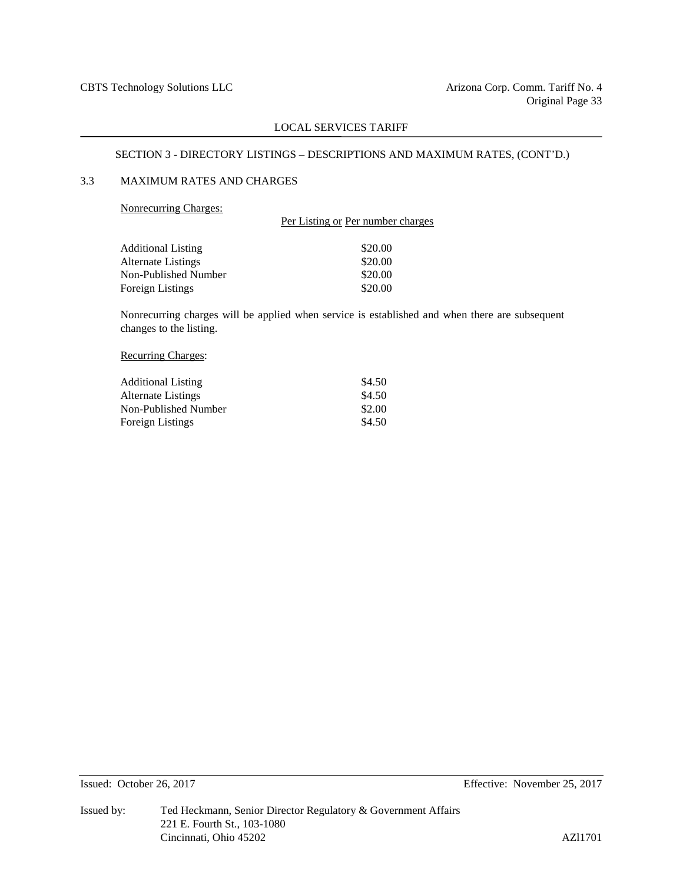SECTION 3 - DIRECTORY LISTINGS – DESCRIPTIONS AND MAXIMUM RATES, (CONT'D.)

## 3.3 MAXIMUM RATES AND CHARGES

Nonrecurring Charges:

| | Per Listing or Per number charges |
|---|---|
| Additional Listing | $20.00 |
| Alternate Listings | $20.00 |
| Non-Published Number | $20.00 |
| Foreign Listings | $20.00 |

Nonrecurring charges will be applied when service is established and when there are subsequent changes to the listing.

Recurring Charges:

| | |
|---|---|
| Additional Listing | $4.50 |
| Alternate Listings | $4.50 |
| Non-Published Number | $2.00 |
| Foreign Listings | $4.50 |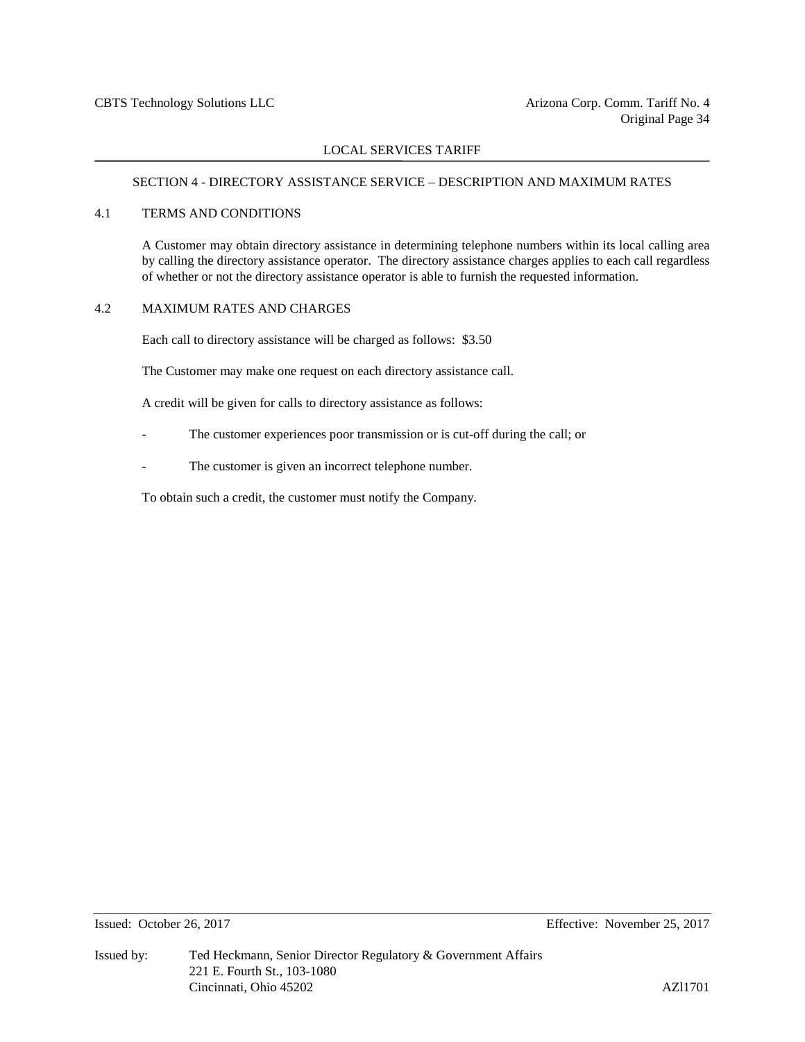## SECTION 4 - DIRECTORY ASSISTANCE SERVICE – DESCRIPTION AND MAXIMUM RATES

### 4.1 TERMS AND CONDITIONS

A Customer may obtain directory assistance in determining telephone numbers within its local calling area by calling the directory assistance operator. The directory assistance charges applies to each call regardless of whether or not the directory assistance operator is able to furnish the requested information.

### 4.2 MAXIMUM RATES AND CHARGES

Each call to directory assistance will be charged as follows: $3.50

The Customer may make one request on each directory assistance call.

A credit will be given for calls to directory assistance as follows:

- The customer experiences poor transmission or is cut-off during the call; or
- The customer is given an incorrect telephone number.

To obtain such a credit, the customer must notify the Company.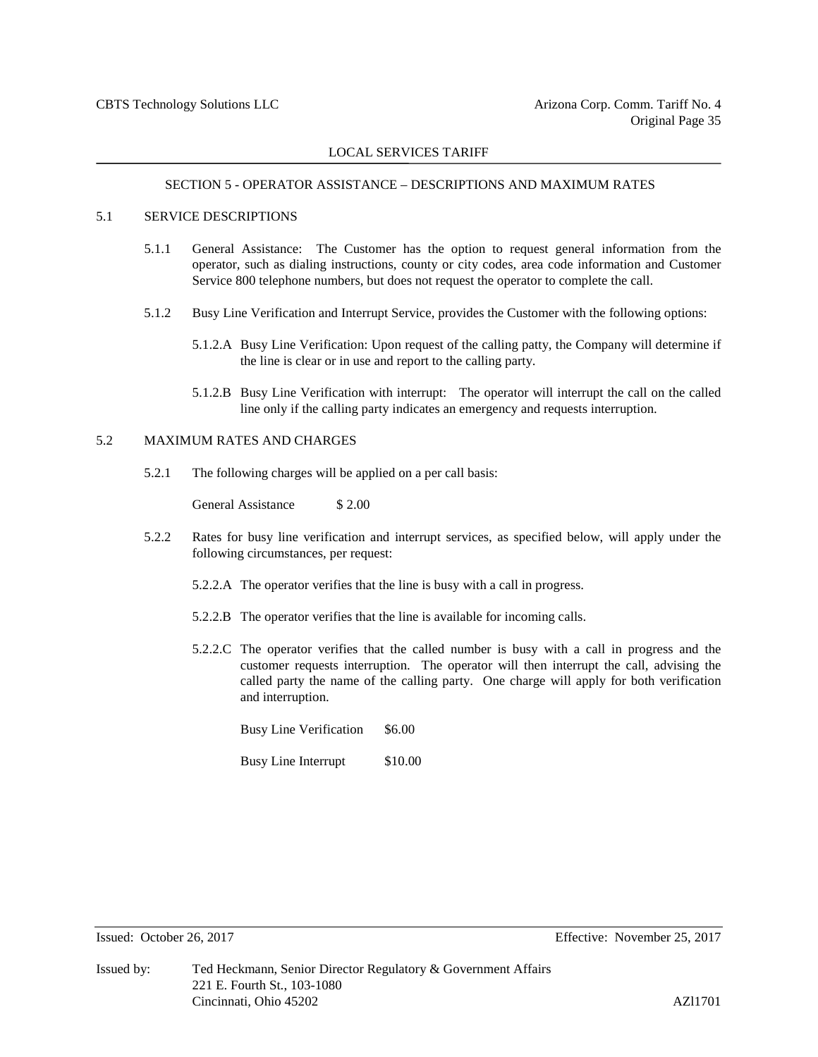## SECTION 5 - OPERATOR ASSISTANCE – DESCRIPTIONS AND MAXIMUM RATES

### 5.1 SERVICE DESCRIPTIONS

5.1.1 General Assistance: The Customer has the option to request general information from the operator, such as dialing instructions, county or city codes, area code information and Customer Service 800 telephone numbers, but does not request the operator to complete the call.

5.1.2 Busy Line Verification and Interrupt Service, provides the Customer with the following options:

5.1.2.A Busy Line Verification: Upon request of the calling patty, the Company will determine if the line is clear or in use and report to the calling party.

5.1.2.B Busy Line Verification with interrupt: The operator will interrupt the call on the called line only if the calling party indicates an emergency and requests interruption.

### 5.2 MAXIMUM RATES AND CHARGES

5.2.1 The following charges will be applied on a per call basis:

General Assistance $ 2.00

5.2.2 Rates for busy line verification and interrupt services, as specified below, will apply under the following circumstances, per request:

5.2.2.A The operator verifies that the line is busy with a call in progress.

5.2.2.B The operator verifies that the line is available for incoming calls.

5.2.2.C The operator verifies that the called number is busy with a call in progress and the customer requests interruption. The operator will then interrupt the call, advising the called party the name of the calling party. One charge will apply for both verification and interruption.

Busy Line Verification $6.00

Busy Line Interrupt $10.00

Issued: October 26, 2017 Effective: November 25, 2017

Issued by: Ted Heckmann, Senior Director Regulatory & Government Affairs
221 E. Fourth St., 103-1080
Cincinnati, Ohio 45202 AZl1701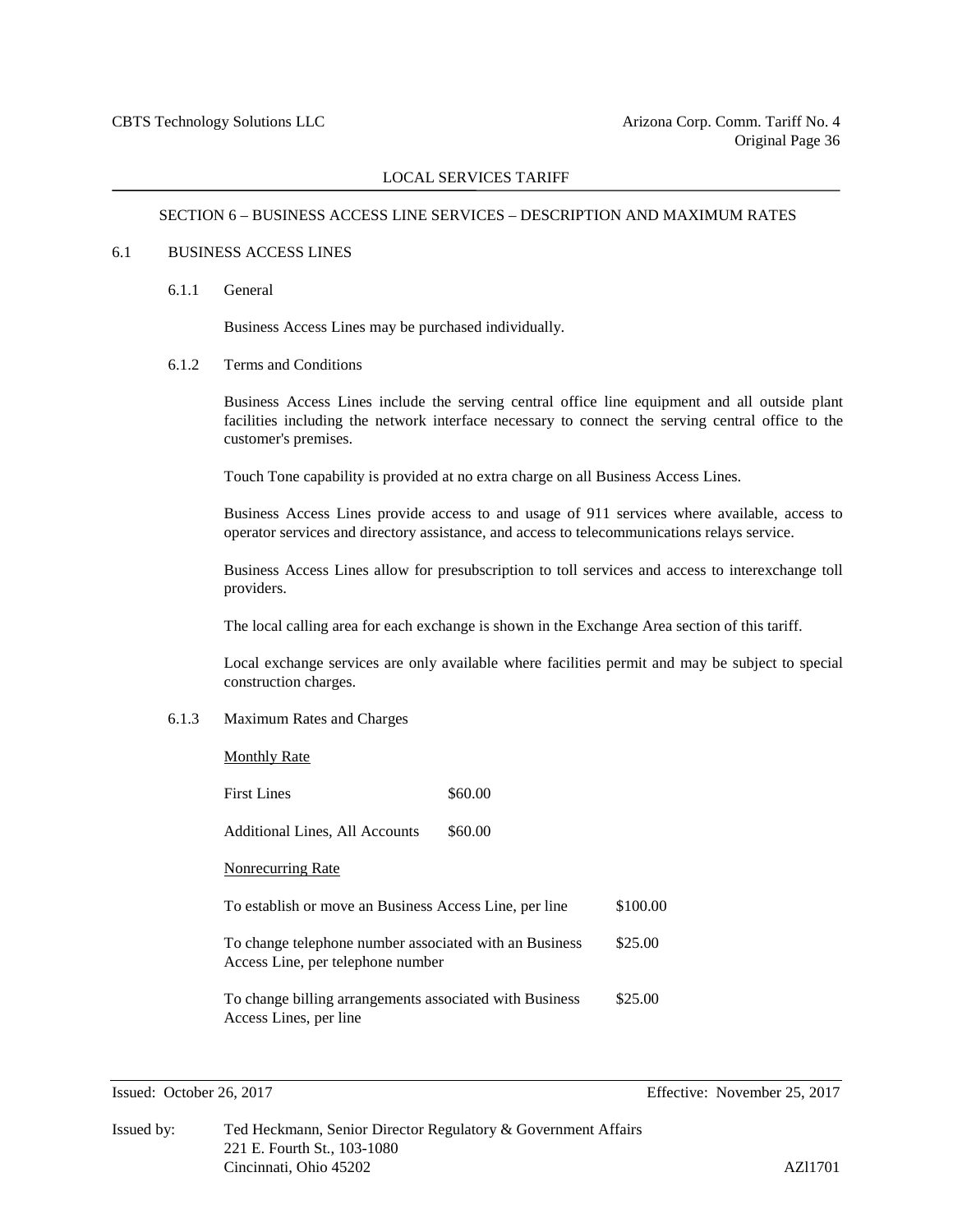## SECTION 6 – BUSINESS ACCESS LINE SERVICES – DESCRIPTION AND MAXIMUM RATES

### 6.1 BUSINESS ACCESS LINES

#### 6.1.1 General

Business Access Lines may be purchased individually.

#### 6.1.2 Terms and Conditions

Business Access Lines include the serving central office line equipment and all outside plant facilities including the network interface necessary to connect the serving central office to the customer's premises.

Touch Tone capability is provided at no extra charge on all Business Access Lines.

Business Access Lines provide access to and usage of 911 services where available, access to operator services and directory assistance, and access to telecommunications relays service.

Business Access Lines allow for presubscription to toll services and access to interexchange toll providers.

The local calling area for each exchange is shown in the Exchange Area section of this tariff.

Local exchange services are only available where facilities permit and may be subject to special construction charges.

#### 6.1.3 Maximum Rates and Charges

<u>Monthly Rate</u>

| | |
|---|---|
| First Lines | $60.00 |
| Additional Lines, All Accounts | $60.00 |

<u>Nonrecurring Rate</u>

| | |
|---|---|
| To establish or move an Business Access Line, per line | $100.00 |
| To change telephone number associated with an Business Access Line, per telephone number | $25.00 |
| To change billing arrangements associated with Business Access Lines, per line | $25.00 |

Issued: October 26, 2017 Effective: November 25, 2017

Issued by: Ted Heckmann, Senior Director Regulatory & Government Affairs
221 E. Fourth St., 103-1080
Cincinnati, Ohio 45202

AZl1701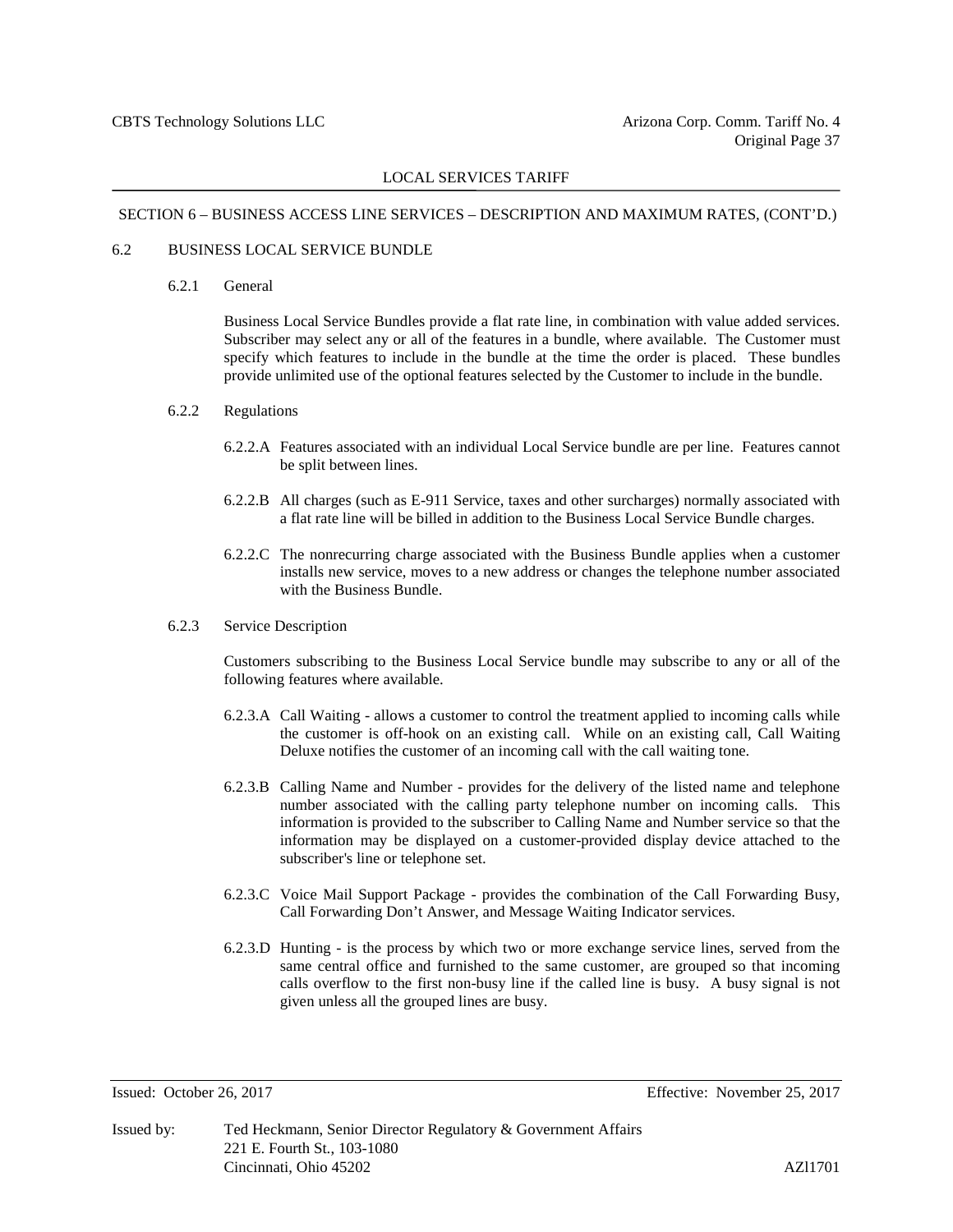SECTION 6 – BUSINESS ACCESS LINE SERVICES – DESCRIPTION AND MAXIMUM RATES, (CONT'D.)

## 6.2 BUSINESS LOCAL SERVICE BUNDLE

### 6.2.1 General

Business Local Service Bundles provide a flat rate line, in combination with value added services. Subscriber may select any or all of the features in a bundle, where available. The Customer must specify which features to include in the bundle at the time the order is placed. These bundles provide unlimited use of the optional features selected by the Customer to include in the bundle.

### 6.2.2 Regulations

6.2.2.A Features associated with an individual Local Service bundle are per line. Features cannot be split between lines.

6.2.2.B All charges (such as E-911 Service, taxes and other surcharges) normally associated with a flat rate line will be billed in addition to the Business Local Service Bundle charges.

6.2.2.C The nonrecurring charge associated with the Business Bundle applies when a customer installs new service, moves to a new address or changes the telephone number associated with the Business Bundle.

### 6.2.3 Service Description

Customers subscribing to the Business Local Service bundle may subscribe to any or all of the following features where available.

6.2.3.A Call Waiting - allows a customer to control the treatment applied to incoming calls while the customer is off-hook on an existing call. While on an existing call, Call Waiting Deluxe notifies the customer of an incoming call with the call waiting tone.

6.2.3.B Calling Name and Number - provides for the delivery of the listed name and telephone number associated with the calling party telephone number on incoming calls. This information is provided to the subscriber to Calling Name and Number service so that the information may be displayed on a customer-provided display device attached to the subscriber's line or telephone set.

6.2.3.C Voice Mail Support Package - provides the combination of the Call Forwarding Busy, Call Forwarding Don't Answer, and Message Waiting Indicator services.

6.2.3.D Hunting - is the process by which two or more exchange service lines, served from the same central office and furnished to the same customer, are grouped so that incoming calls overflow to the first non-busy line if the called line is busy. A busy signal is not given unless all the grouped lines are busy.

Issued: October 26, 2017 Effective: November 25, 2017

Issued by: Ted Heckmann, Senior Director Regulatory & Government Affairs
221 E. Fourth St., 103-1080
Cincinnati, Ohio 45202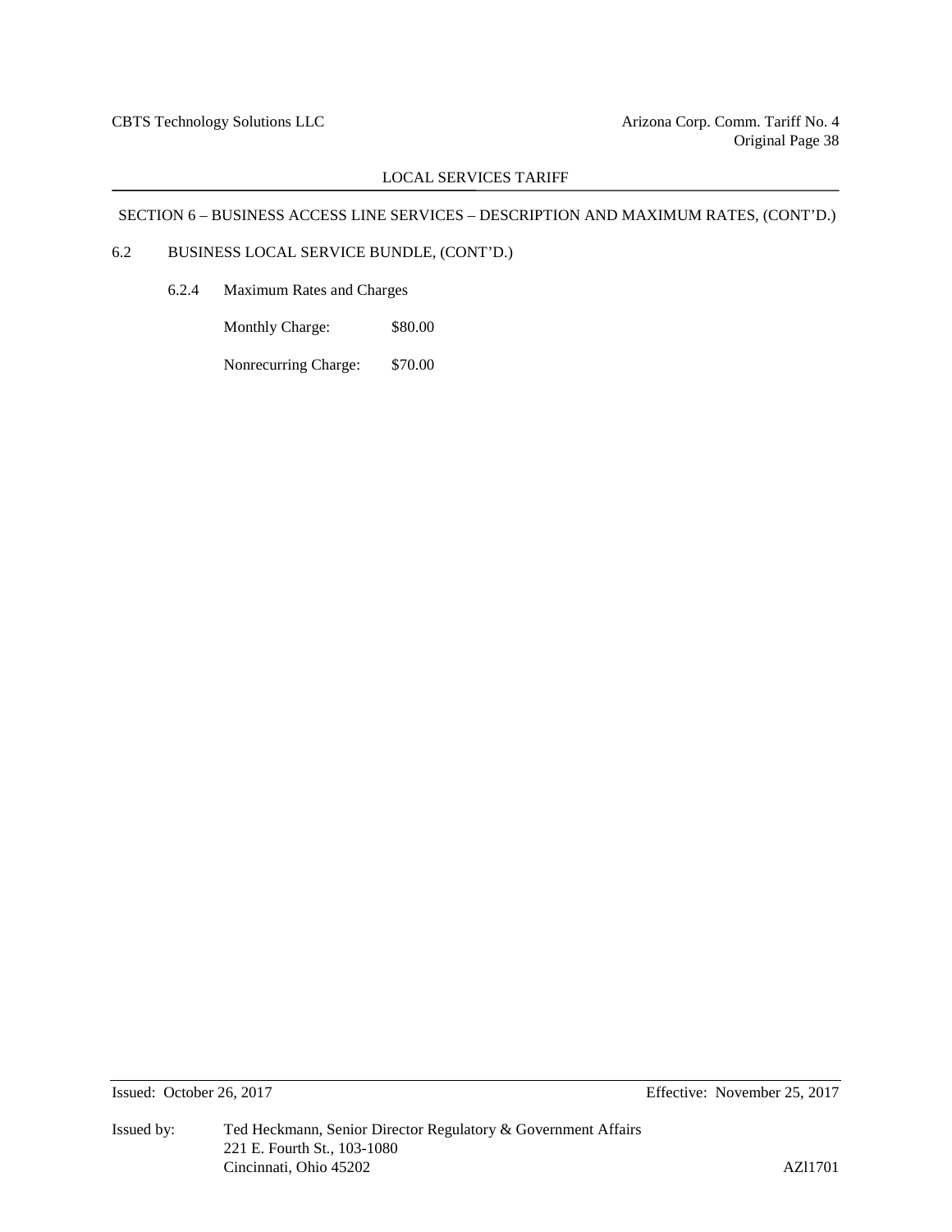SECTION 6 – BUSINESS ACCESS LINE SERVICES – DESCRIPTION AND MAXIMUM RATES, (CONT'D.)

6.2 BUSINESS LOCAL SERVICE BUNDLE, (CONT'D.)

6.2.4 Maximum Rates and Charges

Monthly Charge: $80.00

Nonrecurring Charge: $70.00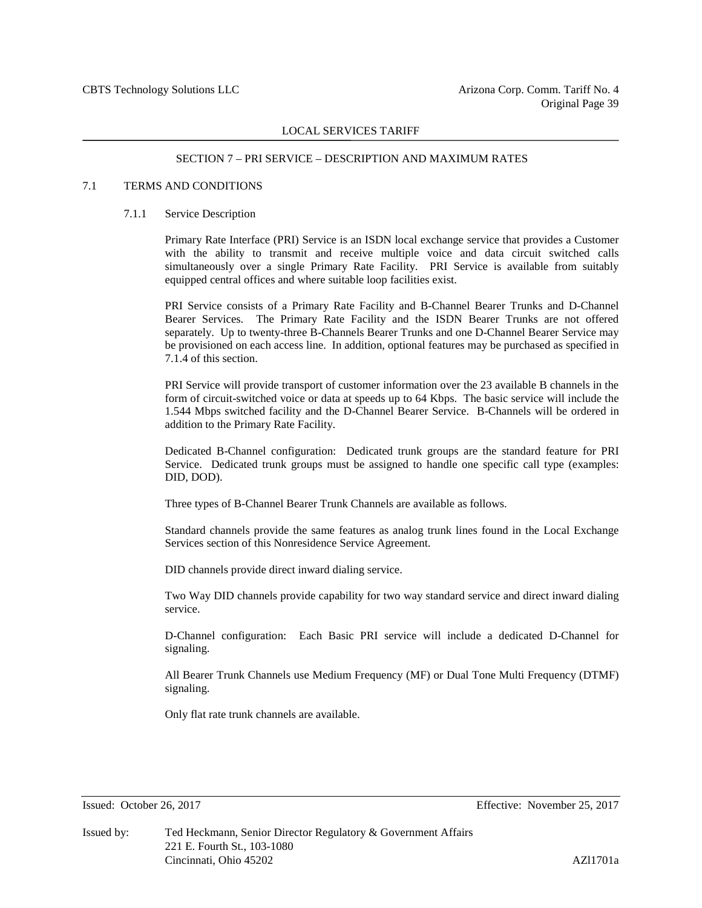LOCAL SERVICES TARIFF

## SECTION 7 – PRI SERVICE – DESCRIPTION AND MAXIMUM RATES

### 7.1 TERMS AND CONDITIONS

#### 7.1.1 Service Description

Primary Rate Interface (PRI) Service is an ISDN local exchange service that provides a Customer with the ability to transmit and receive multiple voice and data circuit switched calls simultaneously over a single Primary Rate Facility. PRI Service is available from suitably equipped central offices and where suitable loop facilities exist.

PRI Service consists of a Primary Rate Facility and B-Channel Bearer Trunks and D-Channel Bearer Services. The Primary Rate Facility and the ISDN Bearer Trunks are not offered separately. Up to twenty-three B-Channels Bearer Trunks and one D-Channel Bearer Service may be provisioned on each access line. In addition, optional features may be purchased as specified in 7.1.4 of this section.

PRI Service will provide transport of customer information over the 23 available B channels in the form of circuit-switched voice or data at speeds up to 64 Kbps. The basic service will include the 1.544 Mbps switched facility and the D-Channel Bearer Service. B-Channels will be ordered in addition to the Primary Rate Facility.

Dedicated B-Channel configuration: Dedicated trunk groups are the standard feature for PRI Service. Dedicated trunk groups must be assigned to handle one specific call type (examples: DID, DOD).

Three types of B-Channel Bearer Trunk Channels are available as follows.

Standard channels provide the same features as analog trunk lines found in the Local Exchange Services section of this Nonresidence Service Agreement.

DID channels provide direct inward dialing service.

Two Way DID channels provide capability for two way standard service and direct inward dialing service.

D-Channel configuration: Each Basic PRI service will include a dedicated D-Channel for signaling.

All Bearer Trunk Channels use Medium Frequency (MF) or Dual Tone Multi Frequency (DTMF) signaling.

Only flat rate trunk channels are available.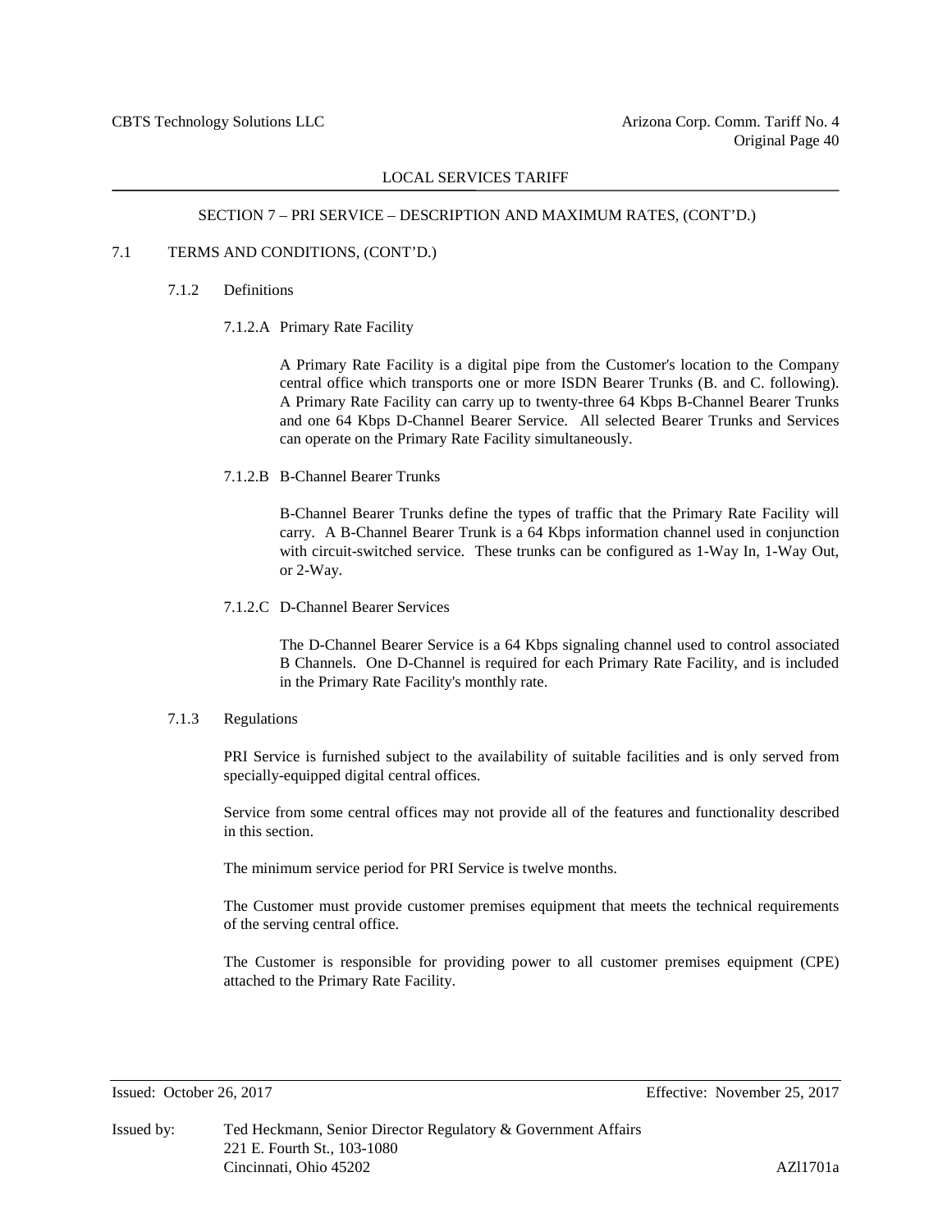## SECTION 7 – PRI SERVICE – DESCRIPTION AND MAXIMUM RATES, (CONT'D.)

### 7.1 TERMS AND CONDITIONS, (CONT'D.)

#### 7.1.2 Definitions

##### 7.1.2.A Primary Rate Facility

A Primary Rate Facility is a digital pipe from the Customer's location to the Company central office which transports one or more ISDN Bearer Trunks (B. and C. following). A Primary Rate Facility can carry up to twenty-three 64 Kbps B-Channel Bearer Trunks and one 64 Kbps D-Channel Bearer Service. All selected Bearer Trunks and Services can operate on the Primary Rate Facility simultaneously.

##### 7.1.2.B B-Channel Bearer Trunks

B-Channel Bearer Trunks define the types of traffic that the Primary Rate Facility will carry. A B-Channel Bearer Trunk is a 64 Kbps information channel used in conjunction with circuit-switched service. These trunks can be configured as 1-Way In, 1-Way Out, or 2-Way.

##### 7.1.2.C D-Channel Bearer Services

The D-Channel Bearer Service is a 64 Kbps signaling channel used to control associated B Channels. One D-Channel is required for each Primary Rate Facility, and is included in the Primary Rate Facility's monthly rate.

#### 7.1.3 Regulations

PRI Service is furnished subject to the availability of suitable facilities and is only served from specially-equipped digital central offices.

Service from some central offices may not provide all of the features and functionality described in this section.

The minimum service period for PRI Service is twelve months.

The Customer must provide customer premises equipment that meets the technical requirements of the serving central office.

The Customer is responsible for providing power to all customer premises equipment (CPE) attached to the Primary Rate Facility.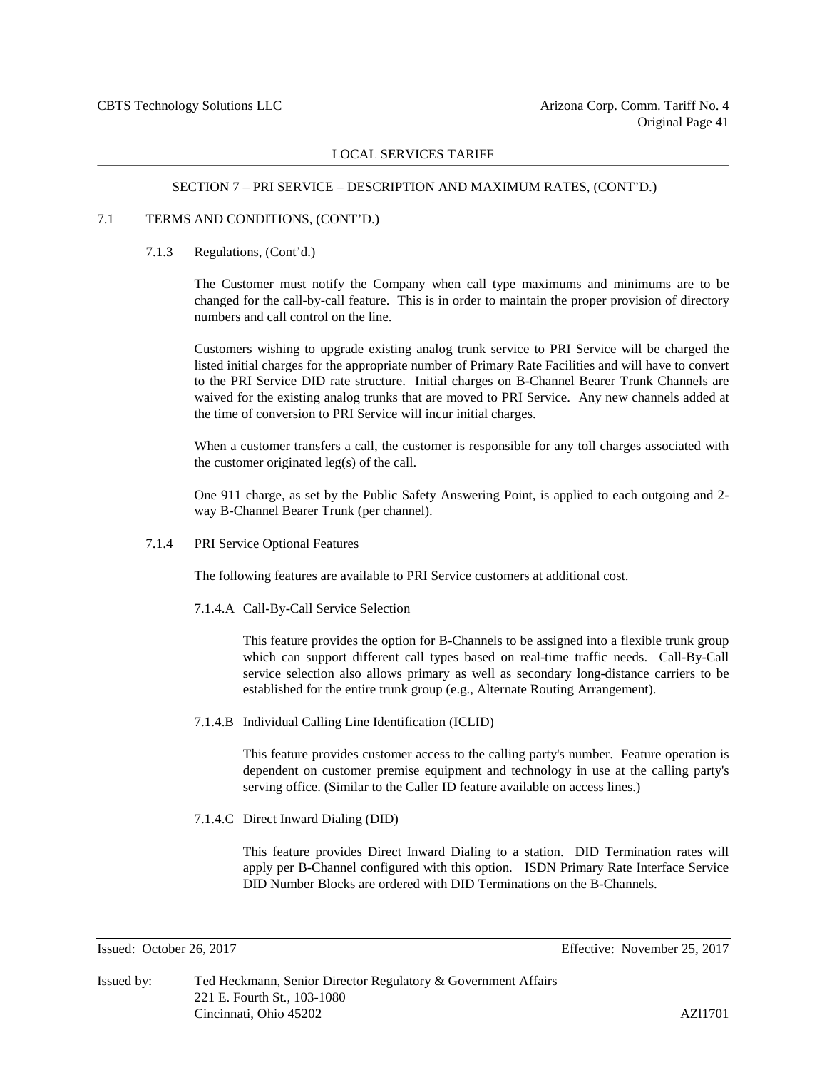SECTION 7 – PRI SERVICE – DESCRIPTION AND MAXIMUM RATES, (CONT'D.)

7.1 TERMS AND CONDITIONS, (CONT'D.)

7.1.3 Regulations, (Cont'd.)

The Customer must notify the Company when call type maximums and minimums are to be changed for the call-by-call feature. This is in order to maintain the proper provision of directory numbers and call control on the line.

Customers wishing to upgrade existing analog trunk service to PRI Service will be charged the listed initial charges for the appropriate number of Primary Rate Facilities and will have to convert to the PRI Service DID rate structure. Initial charges on B-Channel Bearer Trunk Channels are waived for the existing analog trunks that are moved to PRI Service. Any new channels added at the time of conversion to PRI Service will incur initial charges.

When a customer transfers a call, the customer is responsible for any toll charges associated with the customer originated leg(s) of the call.

One 911 charge, as set by the Public Safety Answering Point, is applied to each outgoing and 2-way B-Channel Bearer Trunk (per channel).

7.1.4 PRI Service Optional Features

The following features are available to PRI Service customers at additional cost.

7.1.4.A Call-By-Call Service Selection

This feature provides the option for B-Channels to be assigned into a flexible trunk group which can support different call types based on real-time traffic needs. Call-By-Call service selection also allows primary as well as secondary long-distance carriers to be established for the entire trunk group (e.g., Alternate Routing Arrangement).

7.1.4.B Individual Calling Line Identification (ICLID)

This feature provides customer access to the calling party's number. Feature operation is dependent on customer premise equipment and technology in use at the calling party's serving office. (Similar to the Caller ID feature available on access lines.)

7.1.4.C Direct Inward Dialing (DID)

This feature provides Direct Inward Dialing to a station. DID Termination rates will apply per B-Channel configured with this option. ISDN Primary Rate Interface Service DID Number Blocks are ordered with DID Terminations on the B-Channels.

Issued: October 26, 2017 Effective: November 25, 2017

Issued by: Ted Heckmann, Senior Director Regulatory & Government Affairs
221 E. Fourth St., 103-1080
Cincinnati, Ohio 45202 AZl1701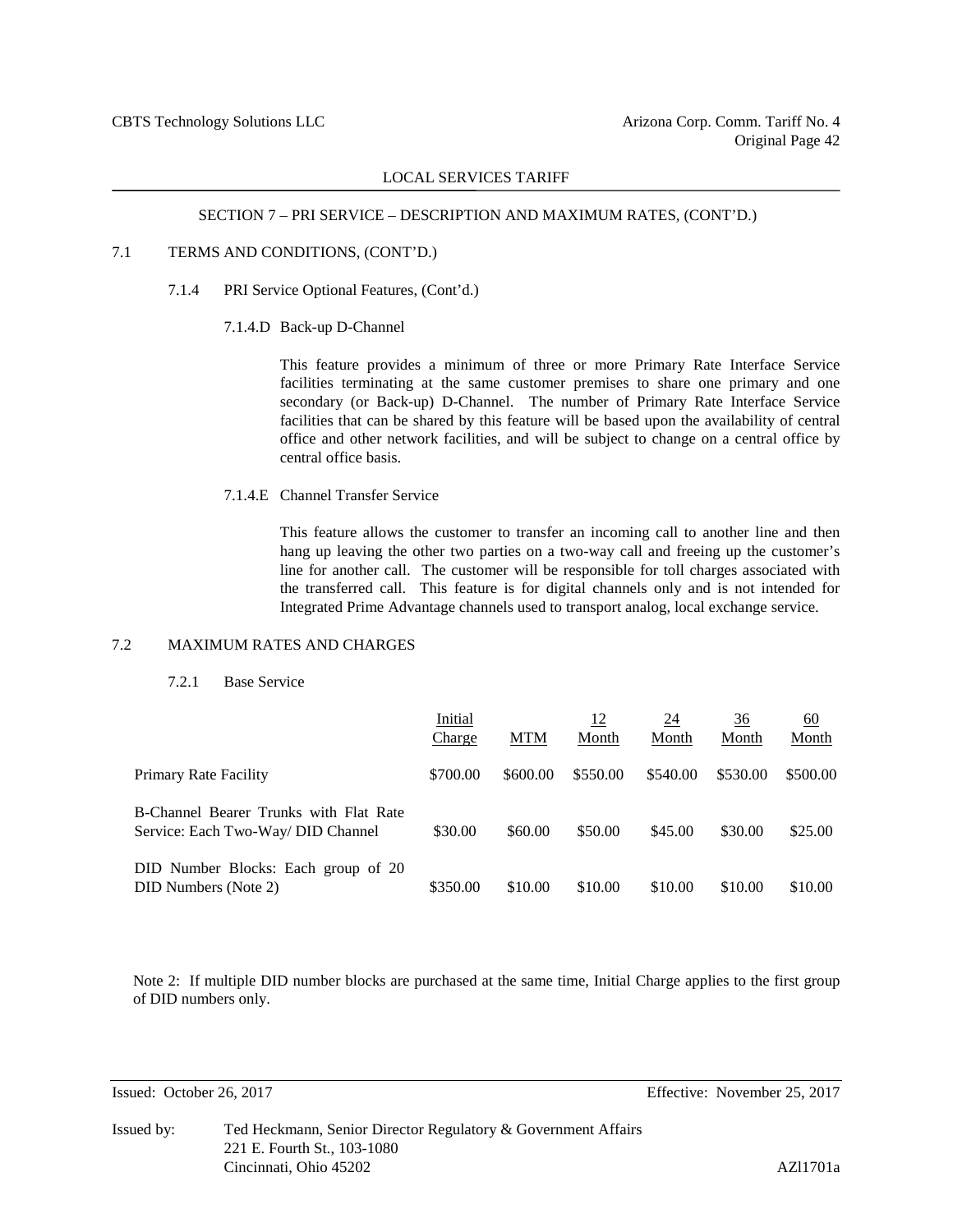## SECTION 7 – PRI SERVICE – DESCRIPTION AND MAXIMUM RATES, (CONT'D.)

### 7.1 TERMS AND CONDITIONS, (CONT'D.)

#### 7.1.4 PRI Service Optional Features, (Cont'd.)

##### 7.1.4.D Back-up D-Channel

This feature provides a minimum of three or more Primary Rate Interface Service facilities terminating at the same customer premises to share one primary and one secondary (or Back-up) D-Channel. The number of Primary Rate Interface Service facilities that can be shared by this feature will be based upon the availability of central office and other network facilities, and will be subject to change on a central office by central office basis.

##### 7.1.4.E Channel Transfer Service

This feature allows the customer to transfer an incoming call to another line and then hang up leaving the other two parties on a two-way call and freeing up the customer's line for another call. The customer will be responsible for toll charges associated with the transferred call. This feature is for digital channels only and is not intended for Integrated Prime Advantage channels used to transport analog, local exchange service.

### 7.2 MAXIMUM RATES AND CHARGES

#### 7.2.1 Base Service

| | Initial Charge | MTM | 12 Month | 24 Month | 36 Month | 60 Month |
|---|---|---|---|---|---|---|
| Primary Rate Facility | \$700.00 | \$600.00 | \$550.00 | \$540.00 | \$530.00 | \$500.00 |
| B-Channel Bearer Trunks with Flat Rate Service: Each Two-Way/ DID Channel | \$30.00 | \$60.00 | \$50.00 | \$45.00 | \$30.00 | \$25.00 |
| DID Number Blocks: Each group of 20 DID Numbers (Note 2) | \$350.00 | \$10.00 | \$10.00 | \$10.00 | \$10.00 | \$10.00 |

Note 2: If multiple DID number blocks are purchased at the same time, Initial Charge applies to the first group of DID numbers only.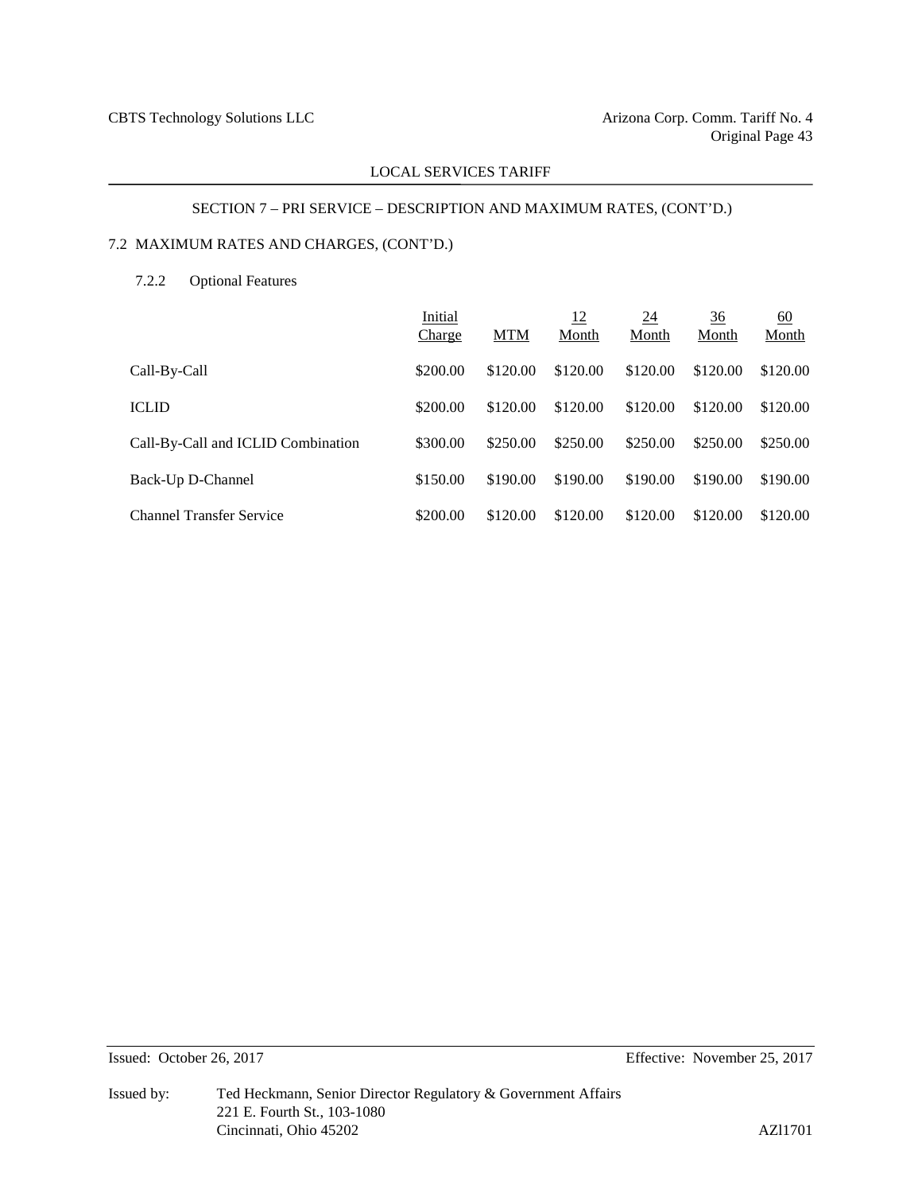SECTION 7 – PRI SERVICE – DESCRIPTION AND MAXIMUM RATES, (CONT'D.)

## 7.2 MAXIMUM RATES AND CHARGES, (CONT'D.)

### 7.2.2 Optional Features

| | Initial Charge | MTM | 12 Month | 24 Month | 36 Month | 60 Month |
|---|---|---|---|---|---|---|
| Call-By-Call | $200.00 | $120.00 | $120.00 | $120.00 | $120.00 | $120.00 |
| ICLID | $200.00 | $120.00 | $120.00 | $120.00 | $120.00 | $120.00 |
| Call-By-Call and ICLID Combination | $300.00 | $250.00 | $250.00 | $250.00 | $250.00 | $250.00 |
| Back-Up D-Channel | $150.00 | $190.00 | $190.00 | $190.00 | $190.00 | $190.00 |
| Channel Transfer Service | $200.00 | $120.00 | $120.00 | $120.00 | $120.00 | $120.00 |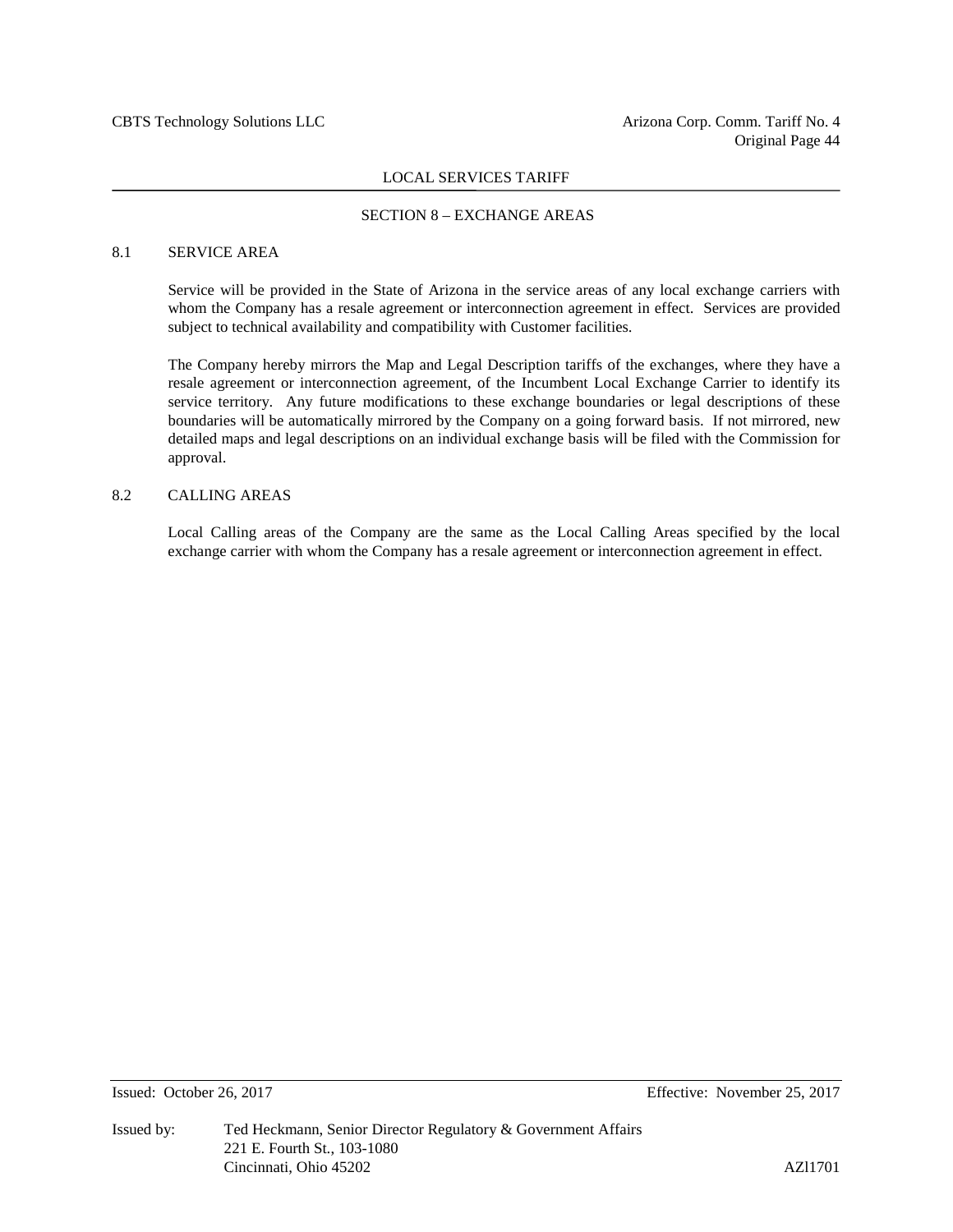## SECTION 8 – EXCHANGE AREAS

### 8.1 SERVICE AREA

Service will be provided in the State of Arizona in the service areas of any local exchange carriers with whom the Company has a resale agreement or interconnection agreement in effect. Services are provided subject to technical availability and compatibility with Customer facilities.

The Company hereby mirrors the Map and Legal Description tariffs of the exchanges, where they have a resale agreement or interconnection agreement, of the Incumbent Local Exchange Carrier to identify its service territory. Any future modifications to these exchange boundaries or legal descriptions of these boundaries will be automatically mirrored by the Company on a going forward basis. If not mirrored, new detailed maps and legal descriptions on an individual exchange basis will be filed with the Commission for approval.

### 8.2 CALLING AREAS

Local Calling areas of the Company are the same as the Local Calling Areas specified by the local exchange carrier with whom the Company has a resale agreement or interconnection agreement in effect.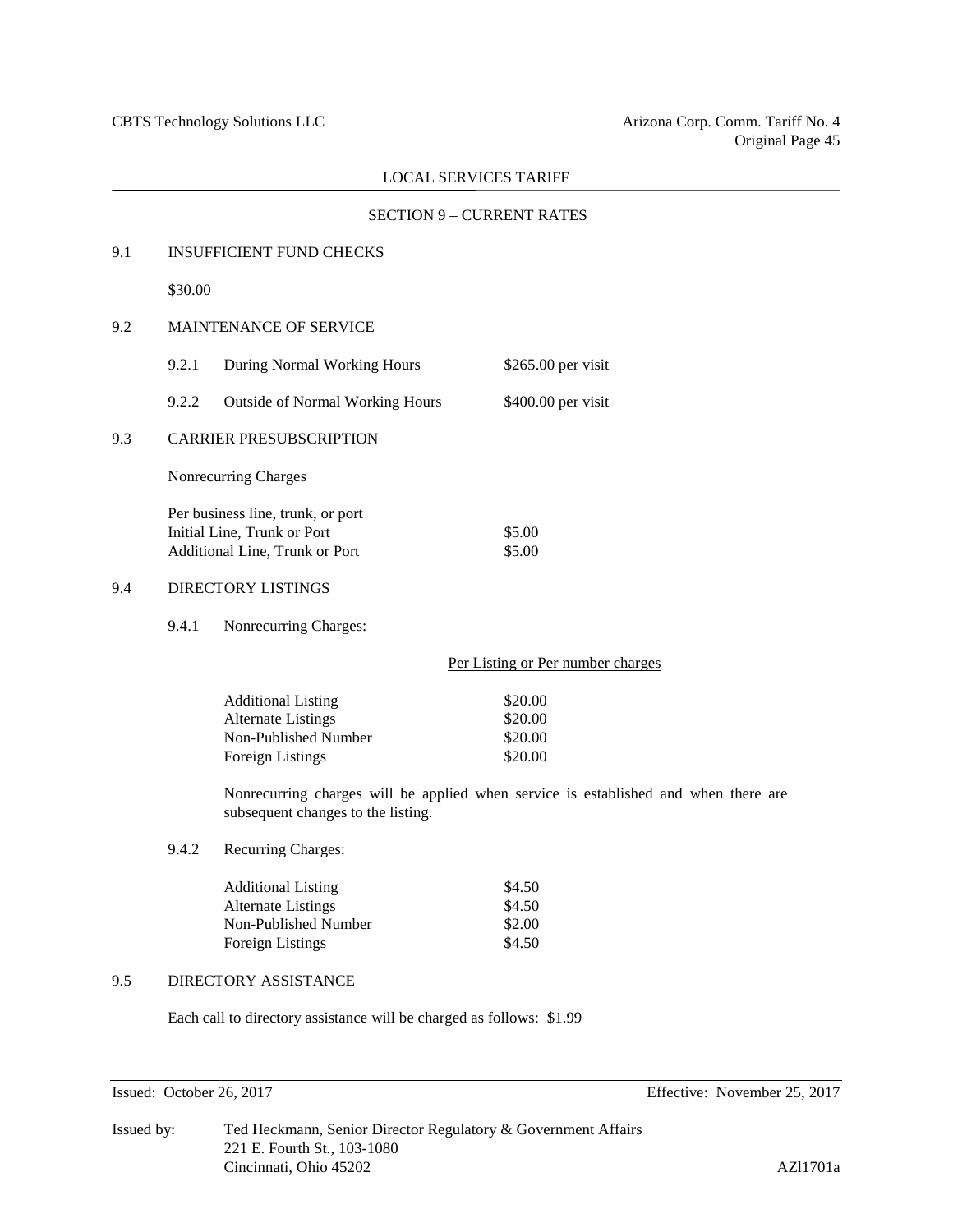LOCAL SERVICES TARIFF

SECTION 9 – CURRENT RATES

## 9.1 INSUFFICIENT FUND CHECKS

$30.00

## 9.2 MAINTENANCE OF SERVICE

| | | |
|---|---|---|
| 9.2.1 | During Normal Working Hours | $265.00 per visit |
| 9.2.2 | Outside of Normal Working Hours | $400.00 per visit |

## 9.3 CARRIER PRESUBSCRIPTION

Nonrecurring Charges

| Per business line, trunk, or port | |
|---|---|
| Initial Line, Trunk or Port | $5.00 |
| Additional Line, Trunk or Port | $5.00 |

## 9.4 DIRECTORY LISTINGS

### 9.4.1 Nonrecurring Charges:

| | Per Listing or Per number charges |
|---|---|
| Additional Listing | $20.00 |
| Alternate Listings | $20.00 |
| Non-Published Number | $20.00 |
| Foreign Listings | $20.00 |

Nonrecurring charges will be applied when service is established and when there are subsequent changes to the listing.

### 9.4.2 Recurring Charges:

| | |
|---|---|
| Additional Listing | $4.50 |
| Alternate Listings | $4.50 |
| Non-Published Number | $2.00 |
| Foreign Listings | $4.50 |

## 9.5 DIRECTORY ASSISTANCE

Each call to directory assistance will be charged as follows: $1.99

Issued: October 26, 2017 Effective: November 25, 2017

Issued by: Ted Heckmann, Senior Director Regulatory & Government Affairs
221 E. Fourth St., 103-1080
Cincinnati, Ohio 45202 AZl1701a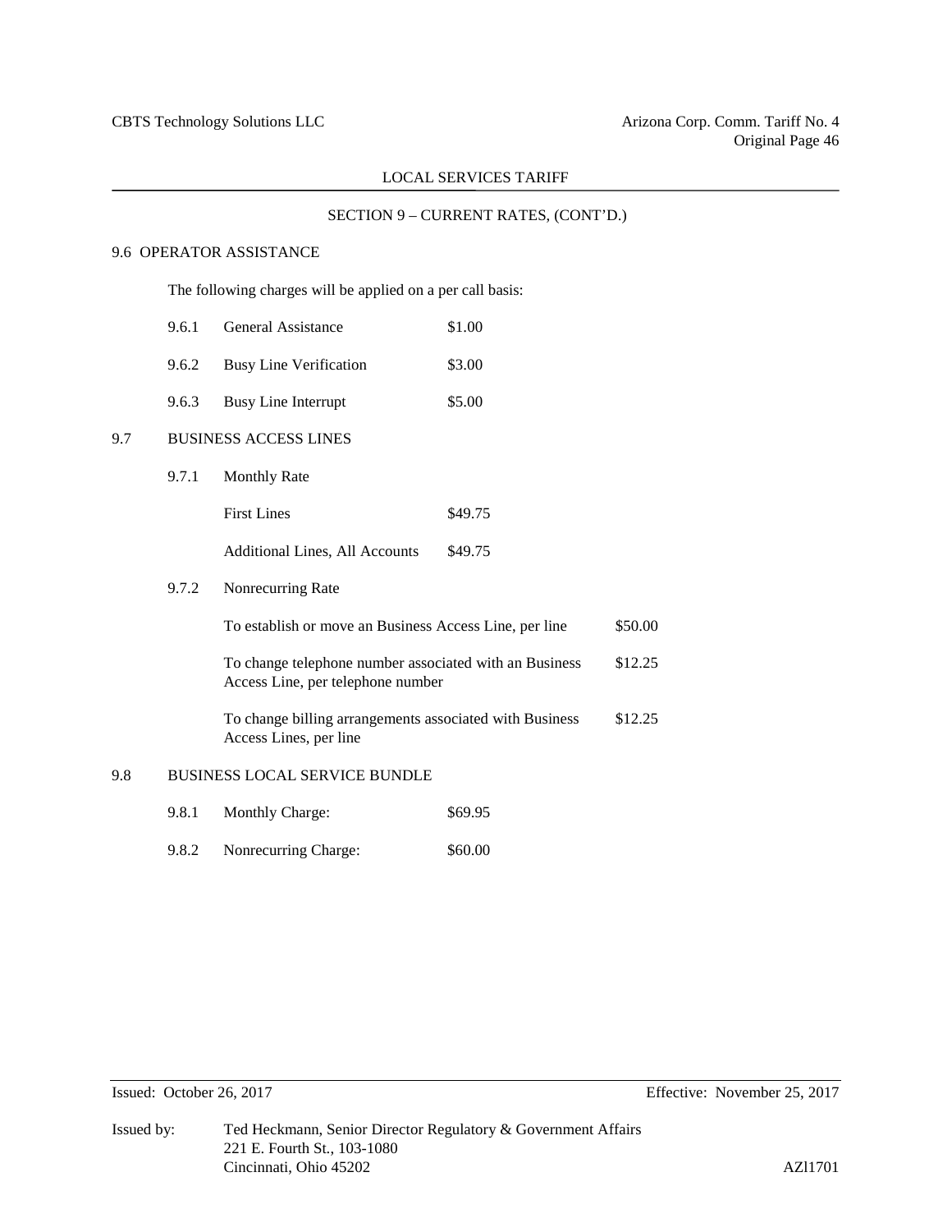LOCAL SERVICES TARIFF

SECTION 9 – CURRENT RATES, (CONT'D.)

## 9.6 OPERATOR ASSISTANCE

The following charges will be applied on a per call basis:

| | | |
|---|---|---|
| 9.6.1 | General Assistance | $1.00 |
| 9.6.2 | Busy Line Verification | $3.00 |
| 9.6.3 | Busy Line Interrupt | $5.00 |

## 9.7 BUSINESS ACCESS LINES

### 9.7.1 Monthly Rate

| | |
|---|---|
| First Lines | $49.75 |
| Additional Lines, All Accounts | $49.75 |

### 9.7.2 Nonrecurring Rate

| | |
|---|---|
| To establish or move an Business Access Line, per line | $50.00 |
| To change telephone number associated with an Business Access Line, per telephone number | $12.25 |
| To change billing arrangements associated with Business Access Lines, per line | $12.25 |

## 9.8 BUSINESS LOCAL SERVICE BUNDLE

| | | |
|---|---|---|
| 9.8.1 | Monthly Charge: | $69.95 |
| 9.8.2 | Nonrecurring Charge: | $60.00 |

Issued: October 26, 2017 Effective: November 25, 2017

Issued by: Ted Heckmann, Senior Director Regulatory & Government Affairs
221 E. Fourth St., 103-1080
Cincinnati, Ohio 45202

AZl1701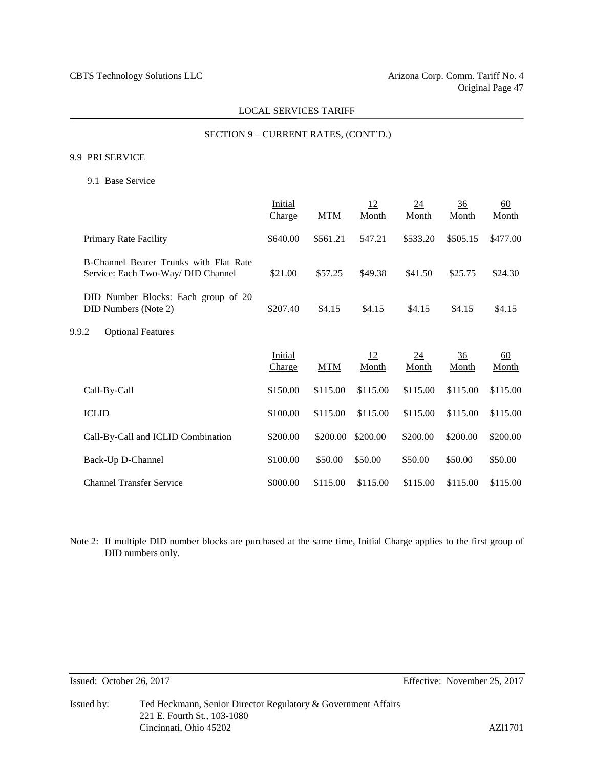LOCAL SERVICES TARIFF

SECTION 9 – CURRENT RATES, (CONT'D.)

9.9 PRI SERVICE

9.1 Base Service

| | Initial Charge | MTM | 12 Month | 24 Month | 36 Month | 60 Month |
|---|---|---|---|---|---|---|
| Primary Rate Facility | $640.00 | $561.21 | 547.21 | $533.20 | $505.15 | $477.00 |
| B-Channel Bearer Trunks with Flat Rate Service: Each Two-Way/ DID Channel | $21.00 | $57.25 | $49.38 | $41.50 | $25.75 | $24.30 |
| DID Number Blocks: Each group of 20 DID Numbers (Note 2) | $207.40 | $4.15 | $4.15 | $4.15 | $4.15 | $4.15 |

9.9.2 Optional Features

| | Initial Charge | MTM | 12 Month | 24 Month | 36 Month | 60 Month |
|---|---|---|---|---|---|---|
| Call-By-Call | $150.00 | $115.00 | $115.00 | $115.00 | $115.00 | $115.00 |
| ICLID | $100.00 | $115.00 | $115.00 | $115.00 | $115.00 | $115.00 |
| Call-By-Call and ICLID Combination | $200.00 | $200.00 | $200.00 | $200.00 | $200.00 | $200.00 |
| Back-Up D-Channel | $100.00 | $50.00 | $50.00 | $50.00 | $50.00 | $50.00 |
| Channel Transfer Service | $000.00 | $115.00 | $115.00 | $115.00 | $115.00 | $115.00 |

Note 2: If multiple DID number blocks are purchased at the same time, Initial Charge applies to the first group of DID numbers only.

Issued: October 26, 2017 Effective: November 25, 2017

Issued by: Ted Heckmann, Senior Director Regulatory & Government Affairs
221 E. Fourth St., 103-1080
Cincinnati, Ohio 45202

AZl1701